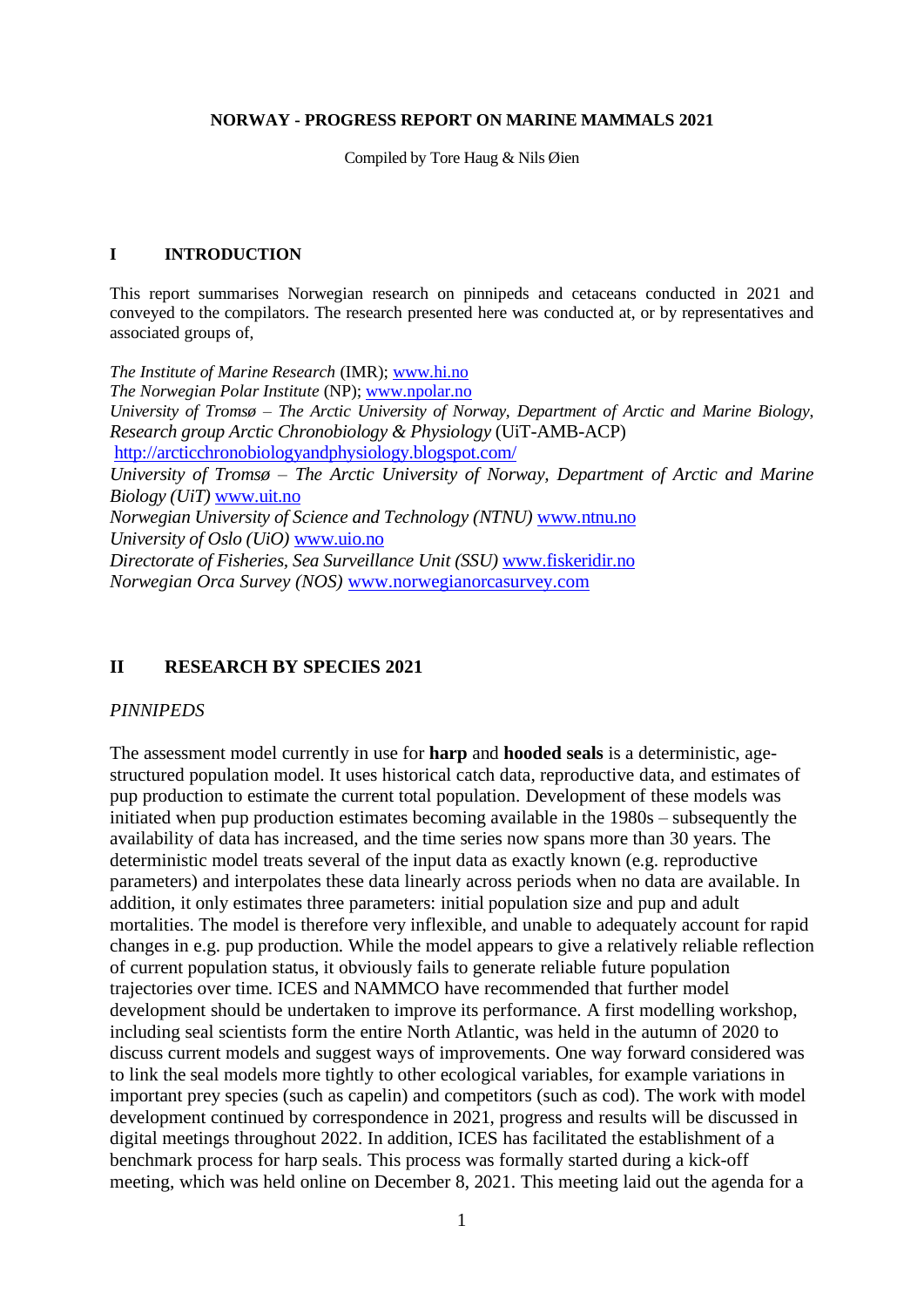# NORWAY - PROGRESS REPORT ON MARINE MAMMALS 2021

Compiled by Tore Haug & Nils Øien

## I INTRODUCTION

This report summarises Norwegian research on pinnipeds and cetaceans conducted in 2021 and conveyed to the compilators. The research presented here was conducted at, or by representatives and associated groups of,

*The Institute of Marine Research* (IMR); www.hi.no
*The Norwegian Polar Institute* (NP); www.npolar.no
*University of Tromsø – The Arctic University of Norway, Department of Arctic and Marine Biology, Research group Arctic Chronobiology & Physiology* (UiT-AMB-ACP) http://arcticchronobiologyandphysiology.blogspot.com/
*University of Tromsø – The Arctic University of Norway, Department of Arctic and Marine Biology (UiT)* www.uit.no
*Norwegian University of Science and Technology (NTNU)* www.ntnu.no
*University of Oslo (UiO)* www.uio.no
*Directorate of Fisheries, Sea Surveillance Unit (SSU)* www.fiskeridir.no
*Norwegian Orca Survey (NOS)* www.norwegianorcasurvey.com

## II RESEARCH BY SPECIES 2021

### *PINNIPEDS*

The assessment model currently in use for **harp** and **hooded seals** is a deterministic, age-structured population model. It uses historical catch data, reproductive data, and estimates of pup production to estimate the current total population. Development of these models was initiated when pup production estimates becoming available in the 1980s – subsequently the availability of data has increased, and the time series now spans more than 30 years. The deterministic model treats several of the input data as exactly known (e.g. reproductive parameters) and interpolates these data linearly across periods when no data are available. In addition, it only estimates three parameters: initial population size and pup and adult mortalities. The model is therefore very inflexible, and unable to adequately account for rapid changes in e.g. pup production. While the model appears to give a relatively reliable reflection of current population status, it obviously fails to generate reliable future population trajectories over time. ICES and NAMMCO have recommended that further model development should be undertaken to improve its performance. A first modelling workshop, including seal scientists form the entire North Atlantic, was held in the autumn of 2020 to discuss current models and suggest ways of improvements. One way forward considered was to link the seal models more tightly to other ecological variables, for example variations in important prey species (such as capelin) and competitors (such as cod). The work with model development continued by correspondence in 2021, progress and results will be discussed in digital meetings throughout 2022. In addition, ICES has facilitated the establishment of a benchmark process for harp seals. This process was formally started during a kick-off meeting, which was held online on December 8, 2021. This meeting laid out the agenda for a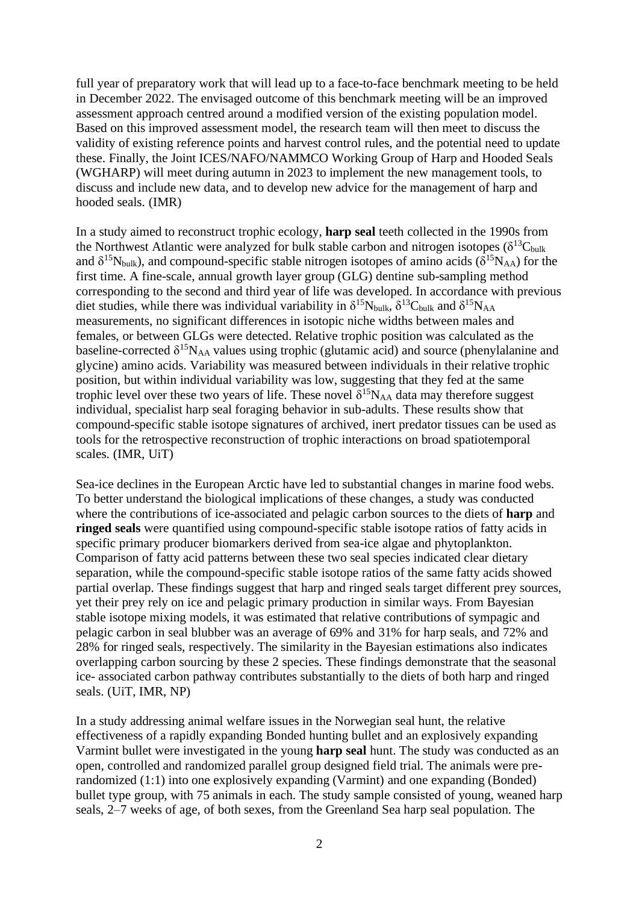full year of preparatory work that will lead up to a face-to-face benchmark meeting to be held in December 2022. The envisaged outcome of this benchmark meeting will be an improved assessment approach centred around a modified version of the existing population model. Based on this improved assessment model, the research team will then meet to discuss the validity of existing reference points and harvest control rules, and the potential need to update these. Finally, the Joint ICES/NAFO/NAMMCO Working Group of Harp and Hooded Seals (WGHARP) will meet during autumn in 2023 to implement the new management tools, to discuss and include new data, and to develop new advice for the management of harp and hooded seals. (IMR)

In a study aimed to reconstruct trophic ecology, **harp seal** teeth collected in the 1990s from the Northwest Atlantic were analyzed for bulk stable carbon and nitrogen isotopes ($\delta^{13}C_{bulk}$ and $\delta^{15}N_{bulk}$), and compound-specific stable nitrogen isotopes of amino acids ($\delta^{15}N_{AA}$) for the first time. A fine-scale, annual growth layer group (GLG) dentine sub-sampling method corresponding to the second and third year of life was developed. In accordance with previous diet studies, while there was individual variability in $\delta^{15}N_{bulk}$, $\delta^{13}C_{bulk}$ and $\delta^{15}N_{AA}$ measurements, no significant differences in isotopic niche widths between males and females, or between GLGs were detected. Relative trophic position was calculated as the baseline-corrected $\delta^{15}N_{AA}$ values using trophic (glutamic acid) and source (phenylalanine and glycine) amino acids. Variability was measured between individuals in their relative trophic position, but within individual variability was low, suggesting that they fed at the same trophic level over these two years of life. These novel $\delta^{15}N_{AA}$ data may therefore suggest individual, specialist harp seal foraging behavior in sub-adults. These results show that compound-specific stable isotope signatures of archived, inert predator tissues can be used as tools for the retrospective reconstruction of trophic interactions on broad spatiotemporal scales. (IMR, UiT)

Sea-ice declines in the European Arctic have led to substantial changes in marine food webs. To better understand the biological implications of these changes, a study was conducted where the contributions of ice-associated and pelagic carbon sources to the diets of **harp** and **ringed seals** were quantified using compound-specific stable isotope ratios of fatty acids in specific primary producer biomarkers derived from sea-ice algae and phytoplankton. Comparison of fatty acid patterns between these two seal species indicated clear dietary separation, while the compound-specific stable isotope ratios of the same fatty acids showed partial overlap. These findings suggest that harp and ringed seals target different prey sources, yet their prey rely on ice and pelagic primary production in similar ways. From Bayesian stable isotope mixing models, it was estimated that relative contributions of sympagic and pelagic carbon in seal blubber was an average of 69% and 31% for harp seals, and 72% and 28% for ringed seals, respectively. The similarity in the Bayesian estimations also indicates overlapping carbon sourcing by these 2 species. These findings demonstrate that the seasonal ice- associated carbon pathway contributes substantially to the diets of both harp and ringed seals. (UiT, IMR, NP)

In a study addressing animal welfare issues in the Norwegian seal hunt, the relative effectiveness of a rapidly expanding Bonded hunting bullet and an explosively expanding Varmint bullet were investigated in the young **harp seal** hunt. The study was conducted as an open, controlled and randomized parallel group designed field trial. The animals were pre-randomized (1:1) into one explosively expanding (Varmint) and one expanding (Bonded) bullet type group, with 75 animals in each. The study sample consisted of young, weaned harp seals, 2–7 weeks of age, of both sexes, from the Greenland Sea harp seal population. The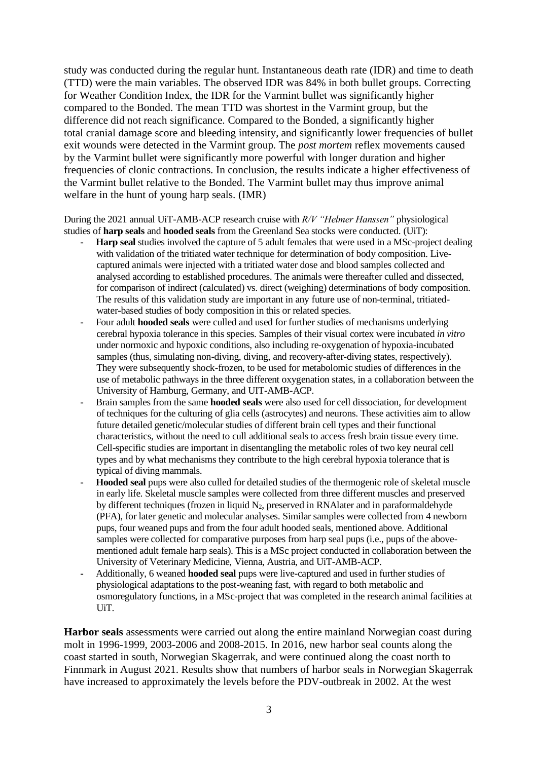study was conducted during the regular hunt. Instantaneous death rate (IDR) and time to death (TTD) were the main variables. The observed IDR was 84% in both bullet groups. Correcting for Weather Condition Index, the IDR for the Varmint bullet was significantly higher compared to the Bonded. The mean TTD was shortest in the Varmint group, but the difference did not reach significance. Compared to the Bonded, a significantly higher total cranial damage score and bleeding intensity, and significantly lower frequencies of bullet exit wounds were detected in the Varmint group. The *post mortem* reflex movements caused by the Varmint bullet were significantly more powerful with longer duration and higher frequencies of clonic contractions. In conclusion, the results indicate a higher effectiveness of the Varmint bullet relative to the Bonded. The Varmint bullet may thus improve animal welfare in the hunt of young harp seals. (IMR)

During the 2021 annual UiT-AMB-ACP research cruise with *R/V "Helmer Hanssen"* physiological studies of **harp seals** and **hooded seals** from the Greenland Sea stocks were conducted. (UiT):

- **Harp seal** studies involved the capture of 5 adult females that were used in a MSc-project dealing with validation of the tritiated water technique for determination of body composition. Live-captured animals were injected with a tritiated water dose and blood samples collected and analysed according to established procedures. The animals were thereafter culled and dissected, for comparison of indirect (calculated) vs. direct (weighing) determinations of body composition. The results of this validation study are important in any future use of non-terminal, tritiated-water-based studies of body composition in this or related species.
- Four adult **hooded seals** were culled and used for further studies of mechanisms underlying cerebral hypoxia tolerance in this species. Samples of their visual cortex were incubated *in vitro* under normoxic and hypoxic conditions, also including re-oxygenation of hypoxia-incubated samples (thus, simulating non-diving, diving, and recovery-after-diving states, respectively). They were subsequently shock-frozen, to be used for metabolomic studies of differences in the use of metabolic pathways in the three different oxygenation states, in a collaboration between the University of Hamburg, Germany, and UIT-AMB-ACP.
- Brain samples from the same **hooded seals** were also used for cell dissociation, for development of techniques for the culturing of glia cells (astrocytes) and neurons. These activities aim to allow future detailed genetic/molecular studies of different brain cell types and their functional characteristics, without the need to cull additional seals to access fresh brain tissue every time. Cell-specific studies are important in disentangling the metabolic roles of two key neural cell types and by what mechanisms they contribute to the high cerebral hypoxia tolerance that is typical of diving mammals.
- **Hooded seal** pups were also culled for detailed studies of the thermogenic role of skeletal muscle in early life. Skeletal muscle samples were collected from three different muscles and preserved by different techniques (frozen in liquid $N_2$, preserved in RNAlater and in paraformaldehyde (PFA), for later genetic and molecular analyses. Similar samples were collected from 4 newborn pups, four weaned pups and from the four adult hooded seals, mentioned above. Additional samples were collected for comparative purposes from harp seal pups (i.e., pups of the above-mentioned adult female harp seals). This is a MSc project conducted in collaboration between the University of Veterinary Medicine, Vienna, Austria, and UiT-AMB-ACP.
- Additionally, 6 weaned **hooded seal** pups were live-captured and used in further studies of physiological adaptations to the post-weaning fast, with regard to both metabolic and osmoregulatory functions, in a MSc-project that was completed in the research animal facilities at UiT.

**Harbor seals** assessments were carried out along the entire mainland Norwegian coast during molt in 1996-1999, 2003-2006 and 2008-2015. In 2016, new harbor seal counts along the coast started in south, Norwegian Skagerrak, and were continued along the coast north to Finnmark in August 2021. Results show that numbers of harbor seals in Norwegian Skagerrak have increased to approximately the levels before the PDV-outbreak in 2002. At the west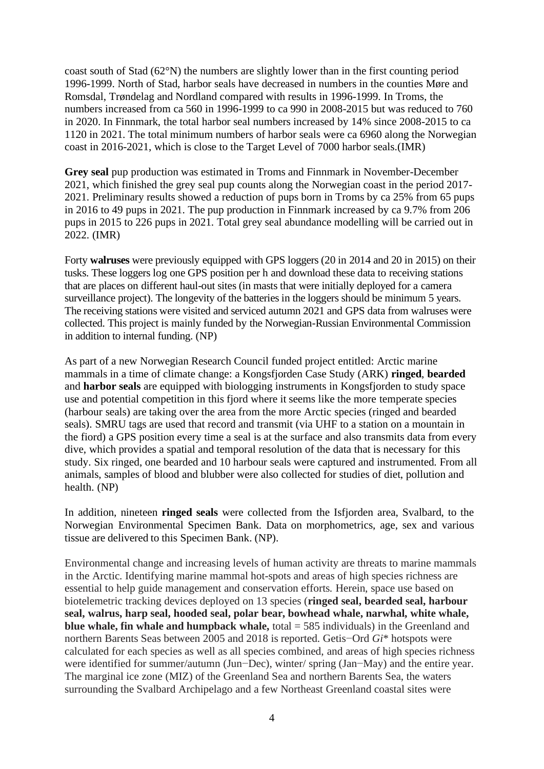coast south of Stad (62°N) the numbers are slightly lower than in the first counting period 1996-1999. North of Stad, harbor seals have decreased in numbers in the counties Møre and Romsdal, Trøndelag and Nordland compared with results in 1996-1999. In Troms, the numbers increased from ca 560 in 1996-1999 to ca 990 in 2008-2015 but was reduced to 760 in 2020. In Finnmark, the total harbor seal numbers increased by 14% since 2008-2015 to ca 1120 in 2021. The total minimum numbers of harbor seals were ca 6960 along the Norwegian coast in 2016-2021, which is close to the Target Level of 7000 harbor seals.(IMR)

**Grey seal** pup production was estimated in Troms and Finnmark in November-December 2021, which finished the grey seal pup counts along the Norwegian coast in the period 2017-2021. Preliminary results showed a reduction of pups born in Troms by ca 25% from 65 pups in 2016 to 49 pups in 2021. The pup production in Finnmark increased by ca 9.7% from 206 pups in 2015 to 226 pups in 2021. Total grey seal abundance modelling will be carried out in 2022. (IMR)

Forty **walruses** were previously equipped with GPS loggers (20 in 2014 and 20 in 2015) on their tusks. These loggers log one GPS position per h and download these data to receiving stations that are places on different haul-out sites (in masts that were initially deployed for a camera surveillance project). The longevity of the batteries in the loggers should be minimum 5 years. The receiving stations were visited and serviced autumn 2021 and GPS data from walruses were collected. This project is mainly funded by the Norwegian-Russian Environmental Commission in addition to internal funding. (NP)

As part of a new Norwegian Research Council funded project entitled: Arctic marine mammals in a time of climate change: a Kongsfjorden Case Study (ARK) **ringed**, **bearded** and **harbor seals** are equipped with biologging instruments in Kongsfjorden to study space use and potential competition in this fjord where it seems like the more temperate species (harbour seals) are taking over the area from the more Arctic species (ringed and bearded seals). SMRU tags are used that record and transmit (via UHF to a station on a mountain in the fiord) a GPS position every time a seal is at the surface and also transmits data from every dive, which provides a spatial and temporal resolution of the data that is necessary for this study. Six ringed, one bearded and 10 harbour seals were captured and instrumented. From all animals, samples of blood and blubber were also collected for studies of diet, pollution and health. (NP)

In addition, nineteen **ringed seals** were collected from the Isfjorden area, Svalbard, to the Norwegian Environmental Specimen Bank. Data on morphometrics, age, sex and various tissue are delivered to this Specimen Bank. (NP).

Environmental change and increasing levels of human activity are threats to marine mammals in the Arctic. Identifying marine mammal hot-spots and areas of high species richness are essential to help guide management and conservation efforts. Herein, space use based on biotelemetric tracking devices deployed on 13 species (**ringed seal, bearded seal, harbour seal, walrus, harp seal, hooded seal, polar bear, bowhead whale, narwhal, white whale, blue whale, fin whale and humpback whale,** total = 585 individuals) in the Greenland and northern Barents Seas between 2005 and 2018 is reported. Getis−Ord *Gi*\* hotspots were calculated for each species as well as all species combined, and areas of high species richness were identified for summer/autumn (Jun−Dec), winter/ spring (Jan−May) and the entire year. The marginal ice zone (MIZ) of the Greenland Sea and northern Barents Sea, the waters surrounding the Svalbard Archipelago and a few Northeast Greenland coastal sites were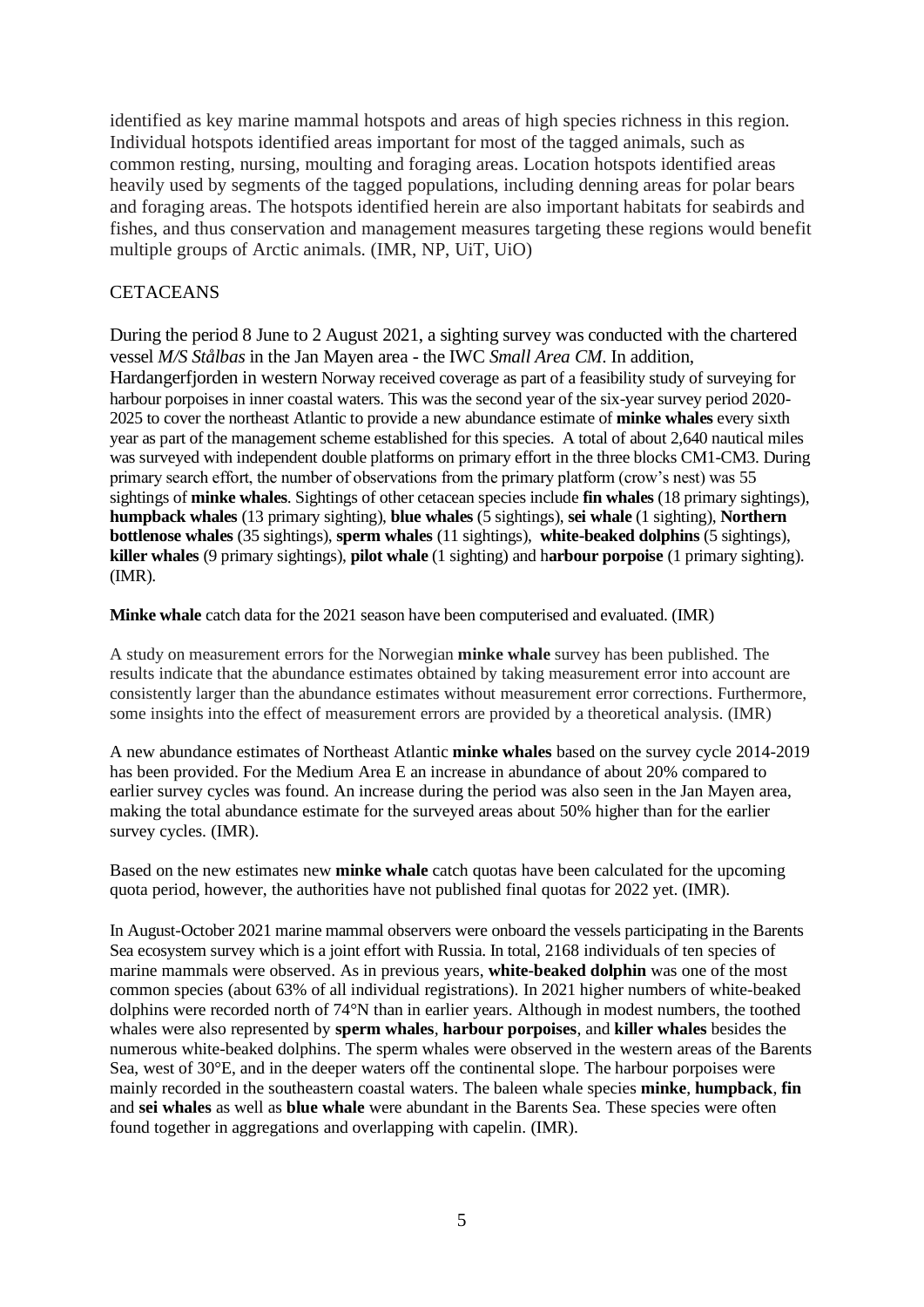identified as key marine mammal hotspots and areas of high species richness in this region. Individual hotspots identified areas important for most of the tagged animals, such as common resting, nursing, moulting and foraging areas. Location hotspots identified areas heavily used by segments of the tagged populations, including denning areas for polar bears and foraging areas. The hotspots identified herein are also important habitats for seabirds and fishes, and thus conservation and management measures targeting these regions would benefit multiple groups of Arctic animals. (IMR, NP, UiT, UiO)

## CETACEANS

During the period 8 June to 2 August 2021, a sighting survey was conducted with the chartered vessel *M/S Stålbas* in the Jan Mayen area - the IWC *Small Area CM*. In addition, Hardangerfjorden in western Norway received coverage as part of a feasibility study of surveying for harbour porpoises in inner coastal waters. This was the second year of the six-year survey period 2020-2025 to cover the northeast Atlantic to provide a new abundance estimate of **minke whales** every sixth year as part of the management scheme established for this species. A total of about 2,640 nautical miles was surveyed with independent double platforms on primary effort in the three blocks CM1-CM3. During primary search effort, the number of observations from the primary platform (crow's nest) was 55 sightings of **minke whales**. Sightings of other cetacean species include **fin whales** (18 primary sightings), **humpback whales** (13 primary sighting), **blue whales** (5 sightings), **sei whale** (1 sighting), **Northern bottlenose whales** (35 sightings), **sperm whales** (11 sightings), **white-beaked dolphins** (5 sightings), **killer whales** (9 primary sightings), **pilot whale** (1 sighting) and h**arbour porpoise** (1 primary sighting). (IMR).

**Minke whale** catch data for the 2021 season have been computerised and evaluated. (IMR)

A study on measurement errors for the Norwegian **minke whale** survey has been published. The results indicate that the abundance estimates obtained by taking measurement error into account are consistently larger than the abundance estimates without measurement error corrections. Furthermore, some insights into the effect of measurement errors are provided by a theoretical analysis. (IMR)

A new abundance estimates of Northeast Atlantic **minke whales** based on the survey cycle 2014-2019 has been provided. For the Medium Area E an increase in abundance of about 20% compared to earlier survey cycles was found. An increase during the period was also seen in the Jan Mayen area, making the total abundance estimate for the surveyed areas about 50% higher than for the earlier survey cycles. (IMR).

Based on the new estimates new **minke whale** catch quotas have been calculated for the upcoming quota period, however, the authorities have not published final quotas for 2022 yet. (IMR).

In August-October 2021 marine mammal observers were onboard the vessels participating in the Barents Sea ecosystem survey which is a joint effort with Russia. In total, 2168 individuals of ten species of marine mammals were observed. As in previous years, **white-beaked dolphin** was one of the most common species (about 63% of all individual registrations). In 2021 higher numbers of white-beaked dolphins were recorded north of 74°N than in earlier years. Although in modest numbers, the toothed whales were also represented by **sperm whales**, **harbour porpoises**, and **killer whales** besides the numerous white-beaked dolphins. The sperm whales were observed in the western areas of the Barents Sea, west of 30°E, and in the deeper waters off the continental slope. The harbour porpoises were mainly recorded in the southeastern coastal waters. The baleen whale species **minke**, **humpback**, **fin** and **sei whales** as well as **blue whale** were abundant in the Barents Sea. These species were often found together in aggregations and overlapping with capelin. (IMR).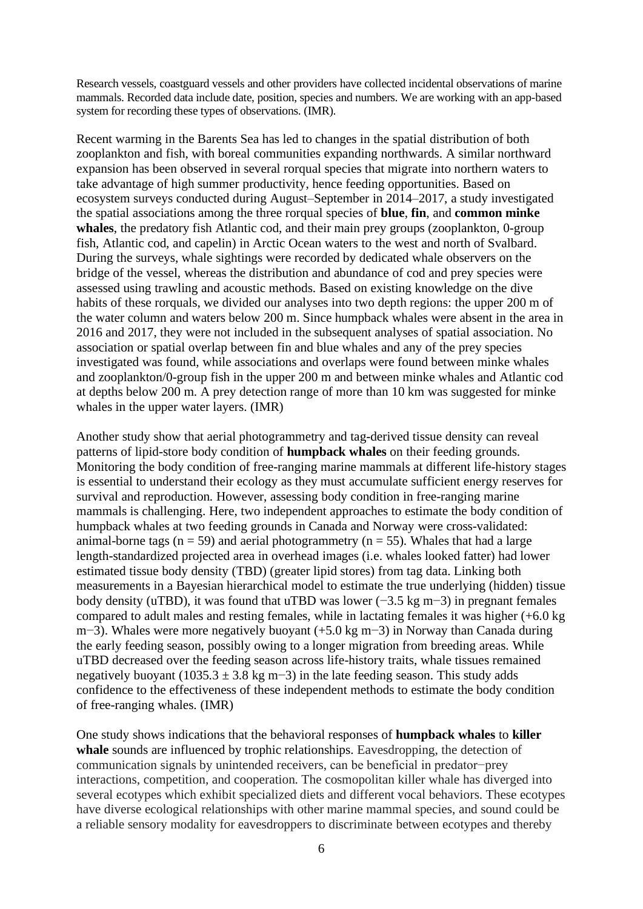Research vessels, coastguard vessels and other providers have collected incidental observations of marine mammals. Recorded data include date, position, species and numbers. We are working with an app-based system for recording these types of observations. (IMR).

Recent warming in the Barents Sea has led to changes in the spatial distribution of both zooplankton and fish, with boreal communities expanding northwards. A similar northward expansion has been observed in several rorqual species that migrate into northern waters to take advantage of high summer productivity, hence feeding opportunities. Based on ecosystem surveys conducted during August–September in 2014–2017, a study investigated the spatial associations among the three rorqual species of **blue**, **fin**, and **common minke whales**, the predatory fish Atlantic cod, and their main prey groups (zooplankton, 0-group fish, Atlantic cod, and capelin) in Arctic Ocean waters to the west and north of Svalbard. During the surveys, whale sightings were recorded by dedicated whale observers on the bridge of the vessel, whereas the distribution and abundance of cod and prey species were assessed using trawling and acoustic methods. Based on existing knowledge on the dive habits of these rorquals, we divided our analyses into two depth regions: the upper 200 m of the water column and waters below 200 m. Since humpback whales were absent in the area in 2016 and 2017, they were not included in the subsequent analyses of spatial association. No association or spatial overlap between fin and blue whales and any of the prey species investigated was found, while associations and overlaps were found between minke whales and zooplankton/0-group fish in the upper 200 m and between minke whales and Atlantic cod at depths below 200 m. A prey detection range of more than 10 km was suggested for minke whales in the upper water layers. (IMR)

Another study show that aerial photogrammetry and tag-derived tissue density can reveal patterns of lipid-store body condition of **humpback whales** on their feeding grounds. Monitoring the body condition of free-ranging marine mammals at different life-history stages is essential to understand their ecology as they must accumulate sufficient energy reserves for survival and reproduction. However, assessing body condition in free-ranging marine mammals is challenging. Here, two independent approaches to estimate the body condition of humpback whales at two feeding grounds in Canada and Norway were cross-validated: animal-borne tags ($n = 59$) and aerial photogrammetry ($n = 55$). Whales that had a large length-standardized projected area in overhead images (i.e. whales looked fatter) had lower estimated tissue body density (TBD) (greater lipid stores) from tag data. Linking both measurements in a Bayesian hierarchical model to estimate the true underlying (hidden) tissue body density (uTBD), it was found that uTBD was lower ($-3.5$ kg m$^{-3}$) in pregnant females compared to adult males and resting females, while in lactating females it was higher ($+6.0$ kg m$^{-3}$). Whales were more negatively buoyant ($+5.0$ kg m$^{-3}$) in Norway than Canada during the early feeding season, possibly owing to a longer migration from breeding areas. While uTBD decreased over the feeding season across life-history traits, whale tissues remained negatively buoyant ($1035.3 \pm 3.8$ kg m$^{-3}$) in the late feeding season. This study adds confidence to the effectiveness of these independent methods to estimate the body condition of free-ranging whales. (IMR)

One study shows indications that the behavioral responses of **humpback whales** to **killer whale** sounds are influenced by trophic relationships. Eavesdropping, the detection of communication signals by unintended receivers, can be beneficial in predator−prey interactions, competition, and cooperation. The cosmopolitan killer whale has diverged into several ecotypes which exhibit specialized diets and different vocal behaviors. These ecotypes have diverse ecological relationships with other marine mammal species, and sound could be a reliable sensory modality for eavesdroppers to discriminate between ecotypes and thereby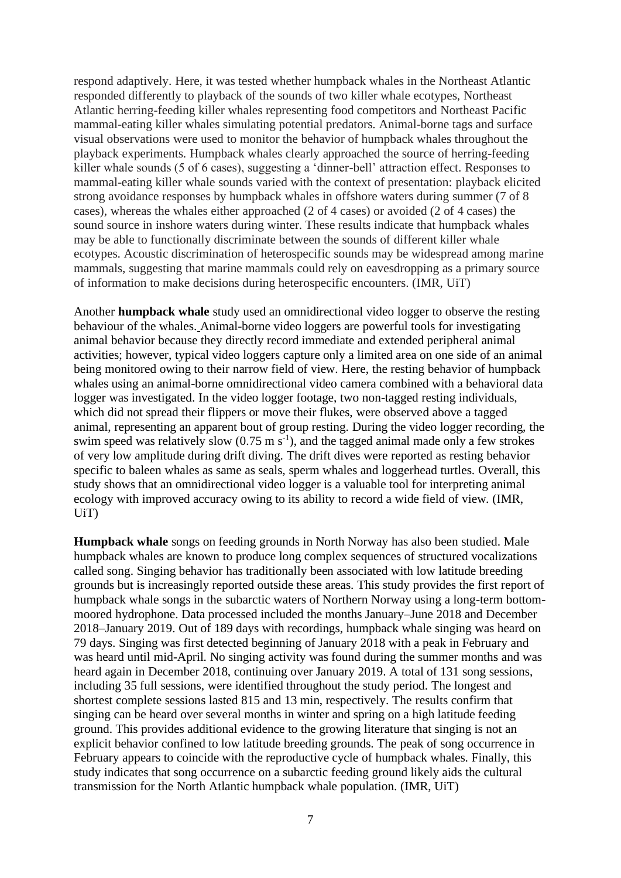respond adaptively. Here, it was tested whether humpback whales in the Northeast Atlantic responded differently to playback of the sounds of two killer whale ecotypes, Northeast Atlantic herring-feeding killer whales representing food competitors and Northeast Pacific mammal-eating killer whales simulating potential predators. Animal-borne tags and surface visual observations were used to monitor the behavior of humpback whales throughout the playback experiments. Humpback whales clearly approached the source of herring-feeding killer whale sounds (5 of 6 cases), suggesting a 'dinner-bell' attraction effect. Responses to mammal-eating killer whale sounds varied with the context of presentation: playback elicited strong avoidance responses by humpback whales in offshore waters during summer (7 of 8 cases), whereas the whales either approached (2 of 4 cases) or avoided (2 of 4 cases) the sound source in inshore waters during winter. These results indicate that humpback whales may be able to functionally discriminate between the sounds of different killer whale ecotypes. Acoustic discrimination of heterospecific sounds may be widespread among marine mammals, suggesting that marine mammals could rely on eavesdropping as a primary source of information to make decisions during heterospecific encounters. (IMR, UiT)

Another **humpback whale** study used an omnidirectional video logger to observe the resting behaviour of the whales. Animal-borne video loggers are powerful tools for investigating animal behavior because they directly record immediate and extended peripheral animal activities; however, typical video loggers capture only a limited area on one side of an animal being monitored owing to their narrow field of view. Here, the resting behavior of humpback whales using an animal-borne omnidirectional video camera combined with a behavioral data logger was investigated. In the video logger footage, two non-tagged resting individuals, which did not spread their flippers or move their flukes, were observed above a tagged animal, representing an apparent bout of group resting. During the video logger recording, the swim speed was relatively slow ($0.75 \text{ m s}^{-1}$), and the tagged animal made only a few strokes of very low amplitude during drift diving. The drift dives were reported as resting behavior specific to baleen whales as same as seals, sperm whales and loggerhead turtles. Overall, this study shows that an omnidirectional video logger is a valuable tool for interpreting animal ecology with improved accuracy owing to its ability to record a wide field of view. (IMR, UiT)

**Humpback whale** songs on feeding grounds in North Norway has also been studied. Male humpback whales are known to produce long complex sequences of structured vocalizations called song. Singing behavior has traditionally been associated with low latitude breeding grounds but is increasingly reported outside these areas. This study provides the first report of humpback whale songs in the subarctic waters of Northern Norway using a long-term bottom-moored hydrophone. Data processed included the months January–June 2018 and December 2018–January 2019. Out of 189 days with recordings, humpback whale singing was heard on 79 days. Singing was first detected beginning of January 2018 with a peak in February and was heard until mid-April. No singing activity was found during the summer months and was heard again in December 2018, continuing over January 2019. A total of 131 song sessions, including 35 full sessions, were identified throughout the study period. The longest and shortest complete sessions lasted 815 and 13 min, respectively. The results confirm that singing can be heard over several months in winter and spring on a high latitude feeding ground. This provides additional evidence to the growing literature that singing is not an explicit behavior confined to low latitude breeding grounds. The peak of song occurrence in February appears to coincide with the reproductive cycle of humpback whales. Finally, this study indicates that song occurrence on a subarctic feeding ground likely aids the cultural transmission for the North Atlantic humpback whale population. (IMR, UiT)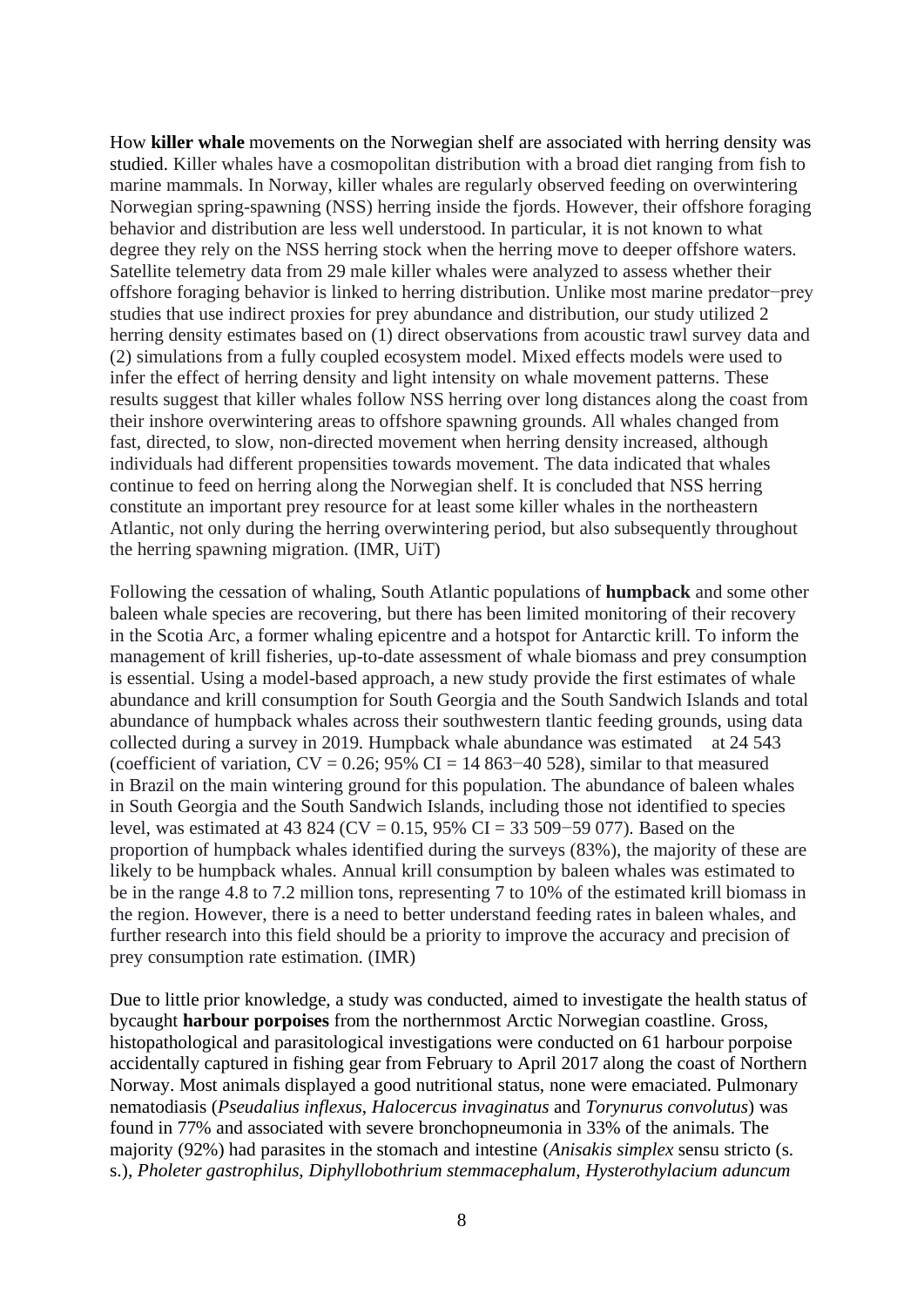How **killer whale** movements on the Norwegian shelf are associated with herring density was studied. Killer whales have a cosmopolitan distribution with a broad diet ranging from fish to marine mammals. In Norway, killer whales are regularly observed feeding on overwintering Norwegian spring-spawning (NSS) herring inside the fjords. However, their offshore foraging behavior and distribution are less well understood. In particular, it is not known to what degree they rely on the NSS herring stock when the herring move to deeper offshore waters. Satellite telemetry data from 29 male killer whales were analyzed to assess whether their offshore foraging behavior is linked to herring distribution. Unlike most marine predator−prey studies that use indirect proxies for prey abundance and distribution, our study utilized 2 herring density estimates based on (1) direct observations from acoustic trawl survey data and (2) simulations from a fully coupled ecosystem model. Mixed effects models were used to infer the effect of herring density and light intensity on whale movement patterns. These results suggest that killer whales follow NSS herring over long distances along the coast from their inshore overwintering areas to offshore spawning grounds. All whales changed from fast, directed, to slow, non-directed movement when herring density increased, although individuals had different propensities towards movement. The data indicated that whales continue to feed on herring along the Norwegian shelf. It is concluded that NSS herring constitute an important prey resource for at least some killer whales in the northeastern Atlantic, not only during the herring overwintering period, but also subsequently throughout the herring spawning migration. (IMR, UiT)

Following the cessation of whaling, South Atlantic populations of **humpback** and some other baleen whale species are recovering, but there has been limited monitoring of their recovery in the Scotia Arc, a former whaling epicentre and a hotspot for Antarctic krill. To inform the management of krill fisheries, up-to-date assessment of whale biomass and prey consumption is essential. Using a model-based approach, a new study provide the first estimates of whale abundance and krill consumption for South Georgia and the South Sandwich Islands and total abundance of humpback whales across their southwestern tlantic feeding grounds, using data collected during a survey in 2019. Humpback whale abundance was estimated at 24 543 (coefficient of variation, CV = 0.26; 95% CI = 14 863−40 528), similar to that measured in Brazil on the main wintering ground for this population. The abundance of baleen whales in South Georgia and the South Sandwich Islands, including those not identified to species level, was estimated at 43 824 (CV = 0.15, 95% CI = 33 509−59 077). Based on the proportion of humpback whales identified during the surveys (83%), the majority of these are likely to be humpback whales. Annual krill consumption by baleen whales was estimated to be in the range 4.8 to 7.2 million tons, representing 7 to 10% of the estimated krill biomass in the region. However, there is a need to better understand feeding rates in baleen whales, and further research into this field should be a priority to improve the accuracy and precision of prey consumption rate estimation. (IMR)

Due to little prior knowledge, a study was conducted, aimed to investigate the health status of bycaught **harbour porpoises** from the northernmost Arctic Norwegian coastline. Gross, histopathological and parasitological investigations were conducted on 61 harbour porpoise accidentally captured in fishing gear from February to April 2017 along the coast of Northern Norway. Most animals displayed a good nutritional status, none were emaciated. Pulmonary nematodiasis (*Pseudalius inflexus*, *Halocercus invaginatus* and *Torynurus convolutus*) was found in 77% and associated with severe bronchopneumonia in 33% of the animals. The majority (92%) had parasites in the stomach and intestine (*Anisakis simplex* sensu stricto (s. s.), *Pholeter gastrophilus*, *Diphyllobothrium stemmacephalum*, *Hysterothylacium aduncum*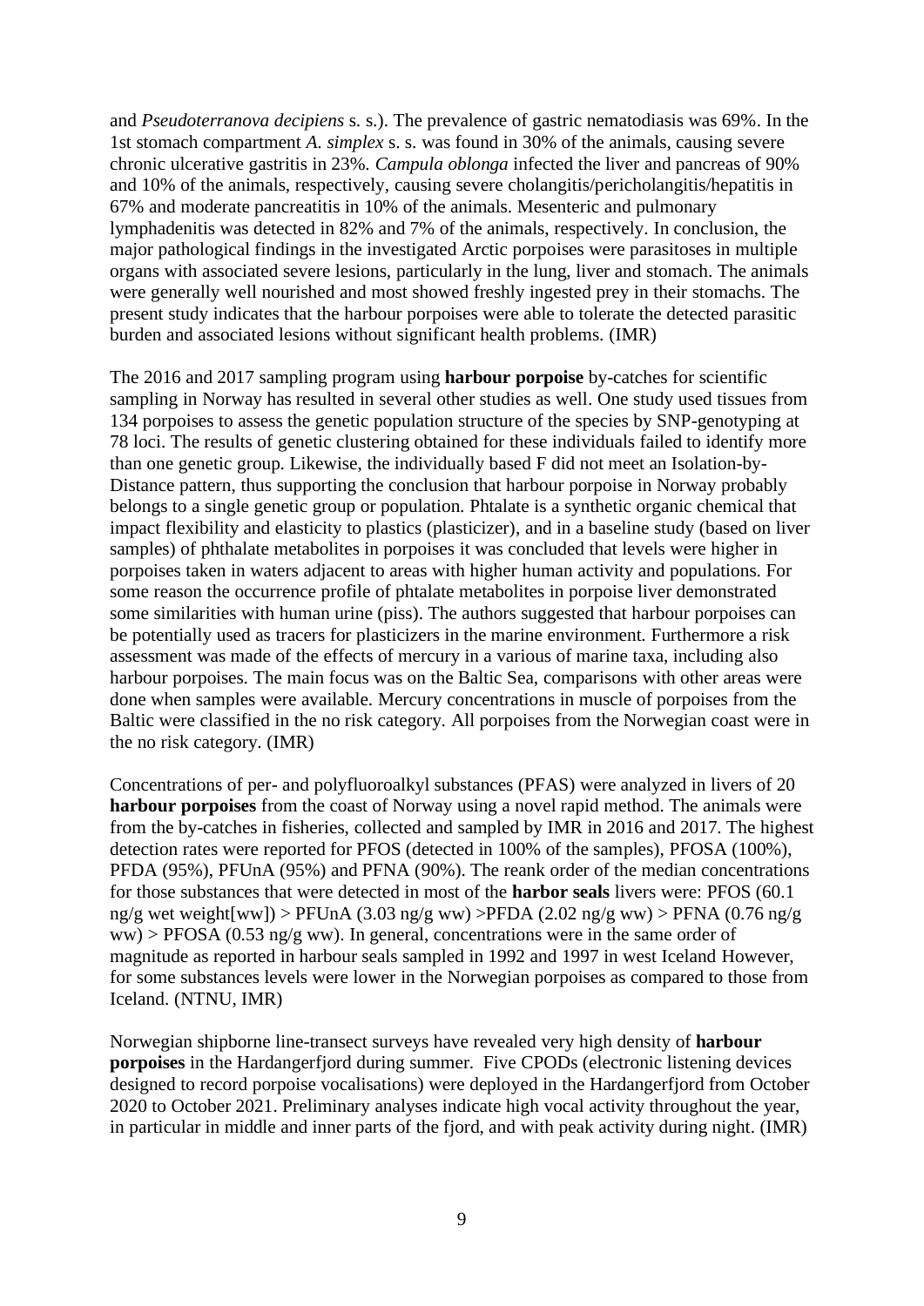and *Pseudoterranova decipiens* s. s.). The prevalence of gastric nematodiasis was 69%. In the 1st stomach compartment *A. simplex* s. s. was found in 30% of the animals, causing severe chronic ulcerative gastritis in 23%. *Campula oblonga* infected the liver and pancreas of 90% and 10% of the animals, respectively, causing severe cholangitis/pericholangitis/hepatitis in 67% and moderate pancreatitis in 10% of the animals. Mesenteric and pulmonary lymphadenitis was detected in 82% and 7% of the animals, respectively. In conclusion, the major pathological findings in the investigated Arctic porpoises were parasitoses in multiple organs with associated severe lesions, particularly in the lung, liver and stomach. The animals were generally well nourished and most showed freshly ingested prey in their stomachs. The present study indicates that the harbour porpoises were able to tolerate the detected parasitic burden and associated lesions without significant health problems. (IMR)

The 2016 and 2017 sampling program using **harbour porpoise** by-catches for scientific sampling in Norway has resulted in several other studies as well. One study used tissues from 134 porpoises to assess the genetic population structure of the species by SNP-genotyping at 78 loci. The results of genetic clustering obtained for these individuals failed to identify more than one genetic group. Likewise, the individually based F did not meet an Isolation-by-Distance pattern, thus supporting the conclusion that harbour porpoise in Norway probably belongs to a single genetic group or population. Phtalate is a synthetic organic chemical that impact flexibility and elasticity to plastics (plasticizer), and in a baseline study (based on liver samples) of phthalate metabolites in porpoises it was concluded that levels were higher in porpoises taken in waters adjacent to areas with higher human activity and populations. For some reason the occurrence profile of phtalate metabolites in porpoise liver demonstrated some similarities with human urine (piss). The authors suggested that harbour porpoises can be potentially used as tracers for plasticizers in the marine environment. Furthermore a risk assessment was made of the effects of mercury in a various of marine taxa, including also harbour porpoises. The main focus was on the Baltic Sea, comparisons with other areas were done when samples were available. Mercury concentrations in muscle of porpoises from the Baltic were classified in the no risk category. All porpoises from the Norwegian coast were in the no risk category. (IMR)

Concentrations of per- and polyfluoroalkyl substances (PFAS) were analyzed in livers of 20 **harbour porpoises** from the coast of Norway using a novel rapid method. The animals were from the by-catches in fisheries, collected and sampled by IMR in 2016 and 2017. The highest detection rates were reported for PFOS (detected in 100% of the samples), PFOSA (100%), PFDA (95%), PFUnA (95%) and PFNA (90%). The reank order of the median concentrations for those substances that were detected in most of the **harbor seals** livers were: PFOS (60.1 ng/g wet weight[ww]) > PFUnA (3.03 ng/g ww) >PFDA (2.02 ng/g ww) > PFNA (0.76 ng/g ww) > PFOSA (0.53 ng/g ww). In general, concentrations were in the same order of magnitude as reported in harbour seals sampled in 1992 and 1997 in west Iceland However, for some substances levels were lower in the Norwegian porpoises as compared to those from Iceland. (NTNU, IMR)

Norwegian shipborne line-transect surveys have revealed very high density of **harbour porpoises** in the Hardangerfjord during summer. Five CPODs (electronic listening devices designed to record porpoise vocalisations) were deployed in the Hardangerfjord from October 2020 to October 2021. Preliminary analyses indicate high vocal activity throughout the year, in particular in middle and inner parts of the fjord, and with peak activity during night. (IMR)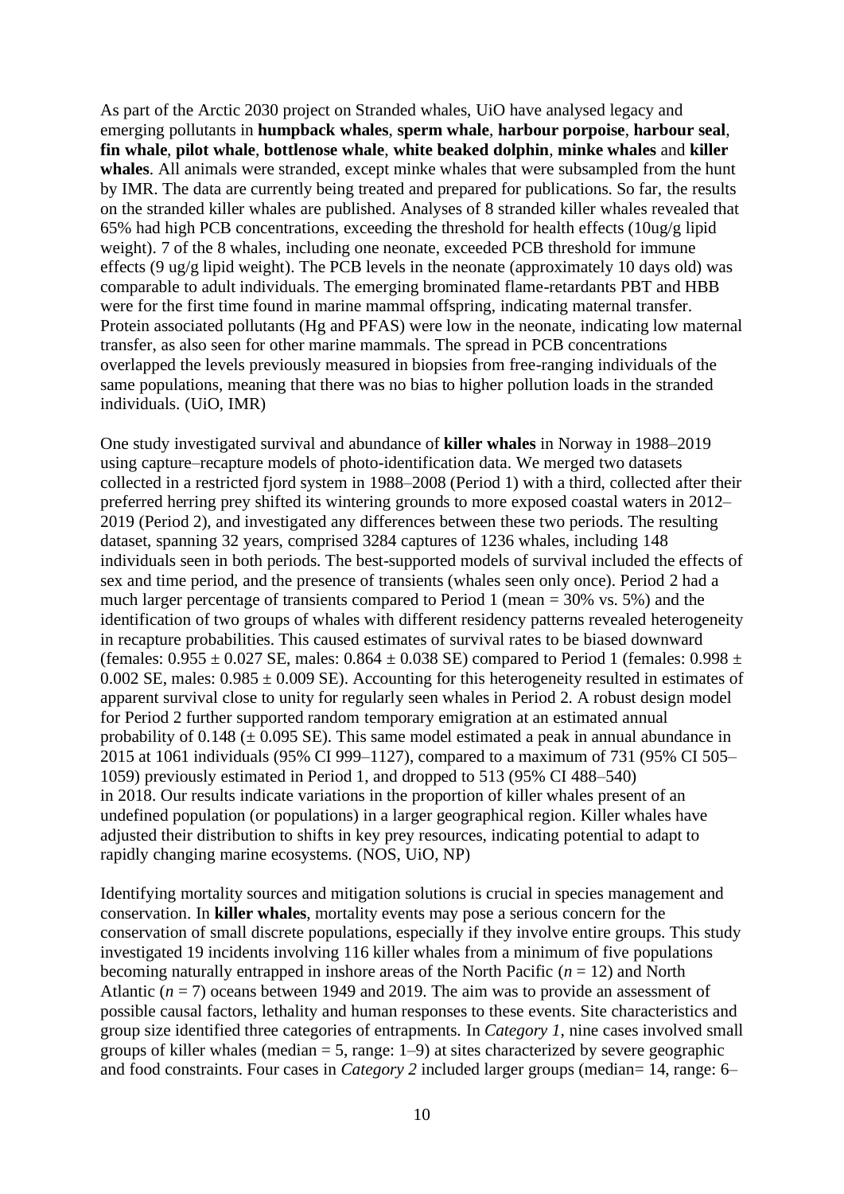As part of the Arctic 2030 project on Stranded whales, UiO have analysed legacy and emerging pollutants in **humpback whales**, **sperm whale**, **harbour porpoise**, **harbour seal**, **fin whale**, **pilot whale**, **bottlenose whale**, **white beaked dolphin**, **minke whales** and **killer whales**. All animals were stranded, except minke whales that were subsampled from the hunt by IMR. The data are currently being treated and prepared for publications. So far, the results on the stranded killer whales are published. Analyses of 8 stranded killer whales revealed that 65% had high PCB concentrations, exceeding the threshold for health effects (10ug/g lipid weight). 7 of the 8 whales, including one neonate, exceeded PCB threshold for immune effects (9 ug/g lipid weight). The PCB levels in the neonate (approximately 10 days old) was comparable to adult individuals. The emerging brominated flame-retardants PBT and HBB were for the first time found in marine mammal offspring, indicating maternal transfer. Protein associated pollutants (Hg and PFAS) were low in the neonate, indicating low maternal transfer, as also seen for other marine mammals. The spread in PCB concentrations overlapped the levels previously measured in biopsies from free-ranging individuals of the same populations, meaning that there was no bias to higher pollution loads in the stranded individuals. (UiO, IMR)

One study investigated survival and abundance of **killer whales** in Norway in 1988–2019 using capture–recapture models of photo-identification data. We merged two datasets collected in a restricted fjord system in 1988–2008 (Period 1) with a third, collected after their preferred herring prey shifted its wintering grounds to more exposed coastal waters in 2012–2019 (Period 2), and investigated any differences between these two periods. The resulting dataset, spanning 32 years, comprised 3284 captures of 1236 whales, including 148 individuals seen in both periods. The best-supported models of survival included the effects of sex and time period, and the presence of transients (whales seen only once). Period 2 had a much larger percentage of transients compared to Period 1 (mean = 30% vs. 5%) and the identification of two groups of whales with different residency patterns revealed heterogeneity in recapture probabilities. This caused estimates of survival rates to be biased downward (females: 0.955 ± 0.027 SE, males: 0.864 ± 0.038 SE) compared to Period 1 (females: 0.998 ± 0.002 SE, males: 0.985 ± 0.009 SE). Accounting for this heterogeneity resulted in estimates of apparent survival close to unity for regularly seen whales in Period 2. A robust design model for Period 2 further supported random temporary emigration at an estimated annual probability of 0.148 (± 0.095 SE). This same model estimated a peak in annual abundance in 2015 at 1061 individuals (95% CI 999–1127), compared to a maximum of 731 (95% CI 505–1059) previously estimated in Period 1, and dropped to 513 (95% CI 488–540) in 2018. Our results indicate variations in the proportion of killer whales present of an undefined population (or populations) in a larger geographical region. Killer whales have adjusted their distribution to shifts in key prey resources, indicating potential to adapt to rapidly changing marine ecosystems. (NOS, UiO, NP)

Identifying mortality sources and mitigation solutions is crucial in species management and conservation. In **killer whales**, mortality events may pose a serious concern for the conservation of small discrete populations, especially if they involve entire groups. This study investigated 19 incidents involving 116 killer whales from a minimum of five populations becoming naturally entrapped in inshore areas of the North Pacific ($n$ = 12) and North Atlantic ($n$ = 7) oceans between 1949 and 2019. The aim was to provide an assessment of possible causal factors, lethality and human responses to these events. Site characteristics and group size identified three categories of entrapments. In *Category 1*, nine cases involved small groups of killer whales (median = 5, range: 1–9) at sites characterized by severe geographic and food constraints. Four cases in *Category 2* included larger groups (median= 14, range: 6–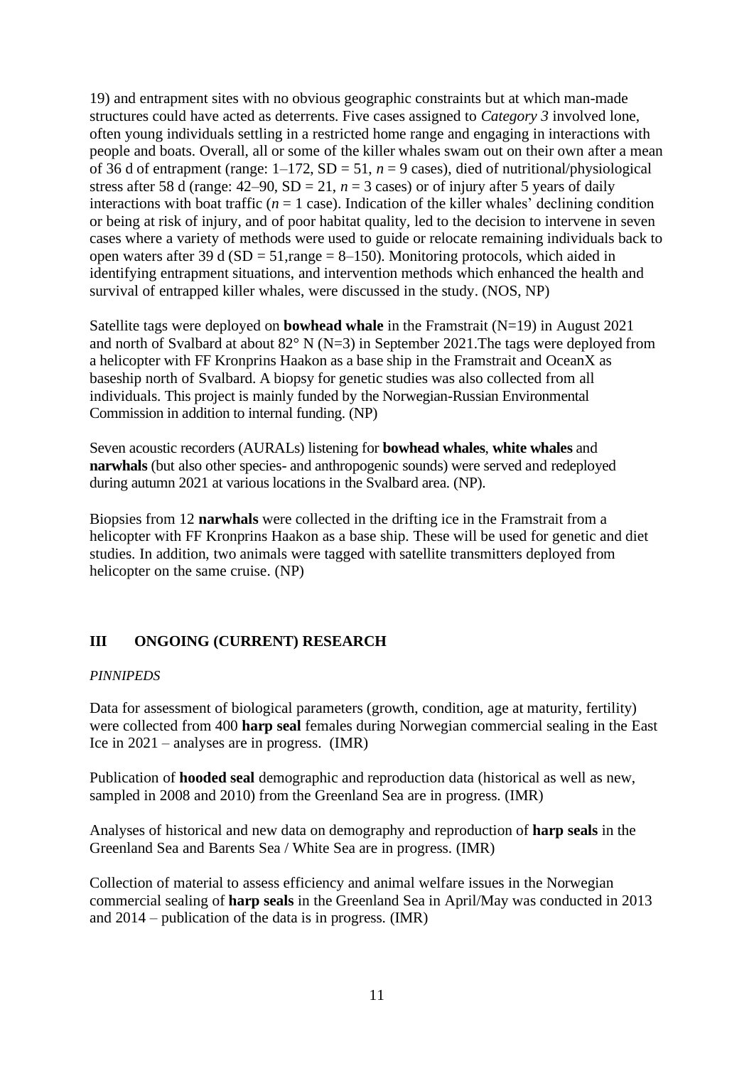19) and entrapment sites with no obvious geographic constraints but at which man-made structures could have acted as deterrents. Five cases assigned to *Category 3* involved lone, often young individuals settling in a restricted home range and engaging in interactions with people and boats. Overall, all or some of the killer whales swam out on their own after a mean of 36 d of entrapment (range: 1–172, SD = 51, $n = 9$ cases), died of nutritional/physiological stress after 58 d (range: 42–90, SD = 21, $n = 3$ cases) or of injury after 5 years of daily interactions with boat traffic ($n = 1$ case). Indication of the killer whales' declining condition or being at risk of injury, and of poor habitat quality, led to the decision to intervene in seven cases where a variety of methods were used to guide or relocate remaining individuals back to open waters after 39 d (SD = 51,range = 8–150). Monitoring protocols, which aided in identifying entrapment situations, and intervention methods which enhanced the health and survival of entrapped killer whales, were discussed in the study. (NOS, NP)

Satellite tags were deployed on **bowhead whale** in the Framstrait (N=19) in August 2021 and north of Svalbard at about 82° N (N=3) in September 2021.The tags were deployed from a helicopter with FF Kronprins Haakon as a base ship in the Framstrait and OceanX as baseship north of Svalbard. A biopsy for genetic studies was also collected from all individuals. This project is mainly funded by the Norwegian-Russian Environmental Commission in addition to internal funding. (NP)

Seven acoustic recorders (AURALs) listening for **bowhead whales**, **white whales** and **narwhals** (but also other species- and anthropogenic sounds) were served and redeployed during autumn 2021 at various locations in the Svalbard area. (NP).

Biopsies from 12 **narwhals** were collected in the drifting ice in the Framstrait from a helicopter with FF Kronprins Haakon as a base ship. These will be used for genetic and diet studies. In addition, two animals were tagged with satellite transmitters deployed from helicopter on the same cruise. (NP)

## III ONGOING (CURRENT) RESEARCH

*PINNIPEDS*

Data for assessment of biological parameters (growth, condition, age at maturity, fertility) were collected from 400 **harp seal** females during Norwegian commercial sealing in the East Ice in 2021 – analyses are in progress. (IMR)

Publication of **hooded seal** demographic and reproduction data (historical as well as new, sampled in 2008 and 2010) from the Greenland Sea are in progress. (IMR)

Analyses of historical and new data on demography and reproduction of **harp seals** in the Greenland Sea and Barents Sea / White Sea are in progress. (IMR)

Collection of material to assess efficiency and animal welfare issues in the Norwegian commercial sealing of **harp seals** in the Greenland Sea in April/May was conducted in 2013 and 2014 – publication of the data is in progress. (IMR)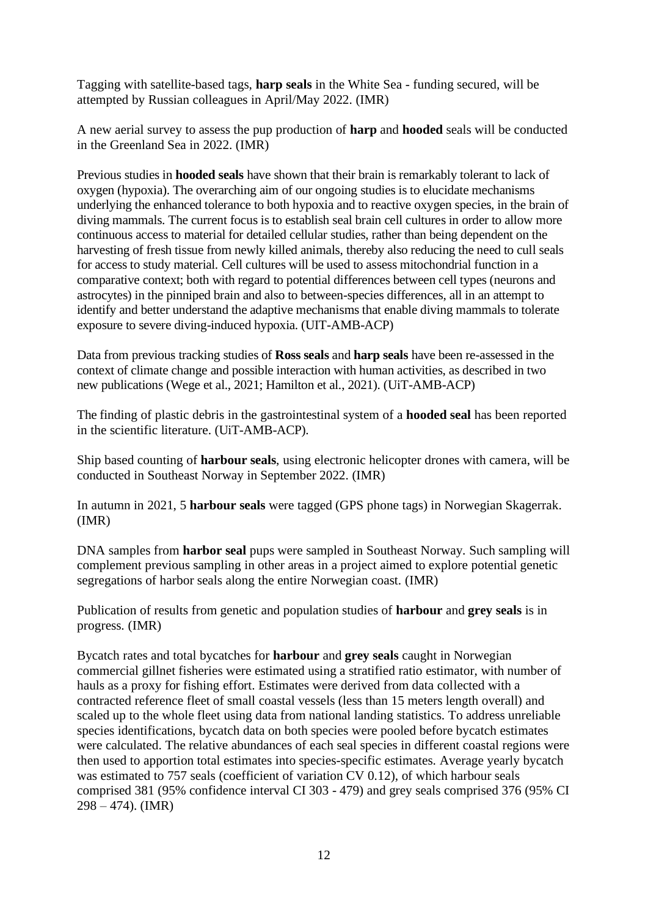Tagging with satellite-based tags, **harp seals** in the White Sea - funding secured, will be attempted by Russian colleagues in April/May 2022. (IMR)

A new aerial survey to assess the pup production of **harp** and **hooded** seals will be conducted in the Greenland Sea in 2022. (IMR)

Previous studies in **hooded seals** have shown that their brain is remarkably tolerant to lack of oxygen (hypoxia). The overarching aim of our ongoing studies is to elucidate mechanisms underlying the enhanced tolerance to both hypoxia and to reactive oxygen species, in the brain of diving mammals. The current focus is to establish seal brain cell cultures in order to allow more continuous access to material for detailed cellular studies, rather than being dependent on the harvesting of fresh tissue from newly killed animals, thereby also reducing the need to cull seals for access to study material. Cell cultures will be used to assess mitochondrial function in a comparative context; both with regard to potential differences between cell types (neurons and astrocytes) in the pinniped brain and also to between-species differences, all in an attempt to identify and better understand the adaptive mechanisms that enable diving mammals to tolerate exposure to severe diving-induced hypoxia. (UIT-AMB-ACP)

Data from previous tracking studies of **Ross seals** and **harp seals** have been re-assessed in the context of climate change and possible interaction with human activities, as described in two new publications (Wege et al., 2021; Hamilton et al., 2021). (UiT-AMB-ACP)

The finding of plastic debris in the gastrointestinal system of a **hooded seal** has been reported in the scientific literature. (UiT-AMB-ACP).

Ship based counting of **harbour seals**, using electronic helicopter drones with camera, will be conducted in Southeast Norway in September 2022. (IMR)

In autumn in 2021, 5 **harbour seals** were tagged (GPS phone tags) in Norwegian Skagerrak. (IMR)

DNA samples from **harbor seal** pups were sampled in Southeast Norway. Such sampling will complement previous sampling in other areas in a project aimed to explore potential genetic segregations of harbor seals along the entire Norwegian coast. (IMR)

Publication of results from genetic and population studies of **harbour** and **grey seals** is in progress. (IMR)

Bycatch rates and total bycatches for **harbour** and **grey seals** caught in Norwegian commercial gillnet fisheries were estimated using a stratified ratio estimator, with number of hauls as a proxy for fishing effort. Estimates were derived from data collected with a contracted reference fleet of small coastal vessels (less than 15 meters length overall) and scaled up to the whole fleet using data from national landing statistics. To address unreliable species identifications, bycatch data on both species were pooled before bycatch estimates were calculated. The relative abundances of each seal species in different coastal regions were then used to apportion total estimates into species-specific estimates. Average yearly bycatch was estimated to 757 seals (coefficient of variation CV 0.12), of which harbour seals comprised 381 (95% confidence interval CI 303 - 479) and grey seals comprised 376 (95% CI 298 – 474). (IMR)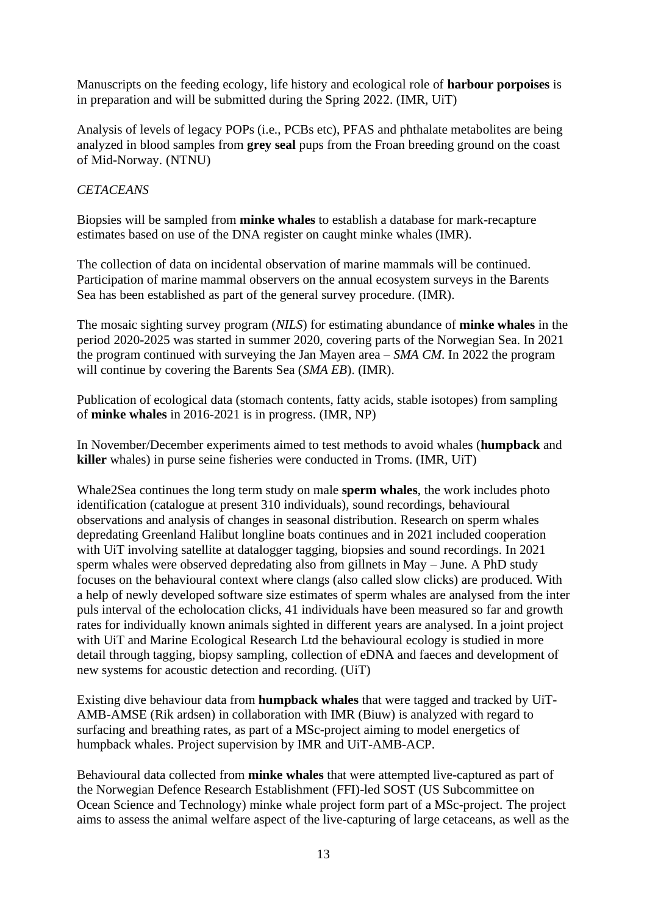Manuscripts on the feeding ecology, life history and ecological role of **harbour porpoises** is in preparation and will be submitted during the Spring 2022. (IMR, UiT)

Analysis of levels of legacy POPs (i.e., PCBs etc), PFAS and phthalate metabolites are being analyzed in blood samples from **grey seal** pups from the Froan breeding ground on the coast of Mid-Norway. (NTNU)

*CETACEANS*

Biopsies will be sampled from **minke whales** to establish a database for mark-recapture estimates based on use of the DNA register on caught minke whales (IMR).

The collection of data on incidental observation of marine mammals will be continued. Participation of marine mammal observers on the annual ecosystem surveys in the Barents Sea has been established as part of the general survey procedure. (IMR).

The mosaic sighting survey program (*NILS*) for estimating abundance of **minke whales** in the period 2020-2025 was started in summer 2020, covering parts of the Norwegian Sea. In 2021 the program continued with surveying the Jan Mayen area – *SMA CM*. In 2022 the program will continue by covering the Barents Sea (*SMA EB*). (IMR).

Publication of ecological data (stomach contents, fatty acids, stable isotopes) from sampling of **minke whales** in 2016-2021 is in progress. (IMR, NP)

In November/December experiments aimed to test methods to avoid whales (**humpback** and **killer** whales) in purse seine fisheries were conducted in Troms. (IMR, UiT)

Whale2Sea continues the long term study on male **sperm whales**, the work includes photo identification (catalogue at present 310 individuals), sound recordings, behavioural observations and analysis of changes in seasonal distribution. Research on sperm whales depredating Greenland Halibut longline boats continues and in 2021 included cooperation with UiT involving satellite at datalogger tagging, biopsies and sound recordings. In 2021 sperm whales were observed depredating also from gillnets in May – June. A PhD study focuses on the behavioural context where clangs (also called slow clicks) are produced. With a help of newly developed software size estimates of sperm whales are analysed from the inter puls interval of the echolocation clicks, 41 individuals have been measured so far and growth rates for individually known animals sighted in different years are analysed. In a joint project with UiT and Marine Ecological Research Ltd the behavioural ecology is studied in more detail through tagging, biopsy sampling, collection of eDNA and faeces and development of new systems for acoustic detection and recording. (UiT)

Existing dive behaviour data from **humpback whales** that were tagged and tracked by UiT-AMB-AMSE (Rik ardsen) in collaboration with IMR (Biuw) is analyzed with regard to surfacing and breathing rates, as part of a MSc-project aiming to model energetics of humpback whales. Project supervision by IMR and UiT-AMB-ACP.

Behavioural data collected from **minke whales** that were attempted live-captured as part of the Norwegian Defence Research Establishment (FFI)-led SOST (US Subcommittee on Ocean Science and Technology) minke whale project form part of a MSc-project. The project aims to assess the animal welfare aspect of the live-capturing of large cetaceans, as well as the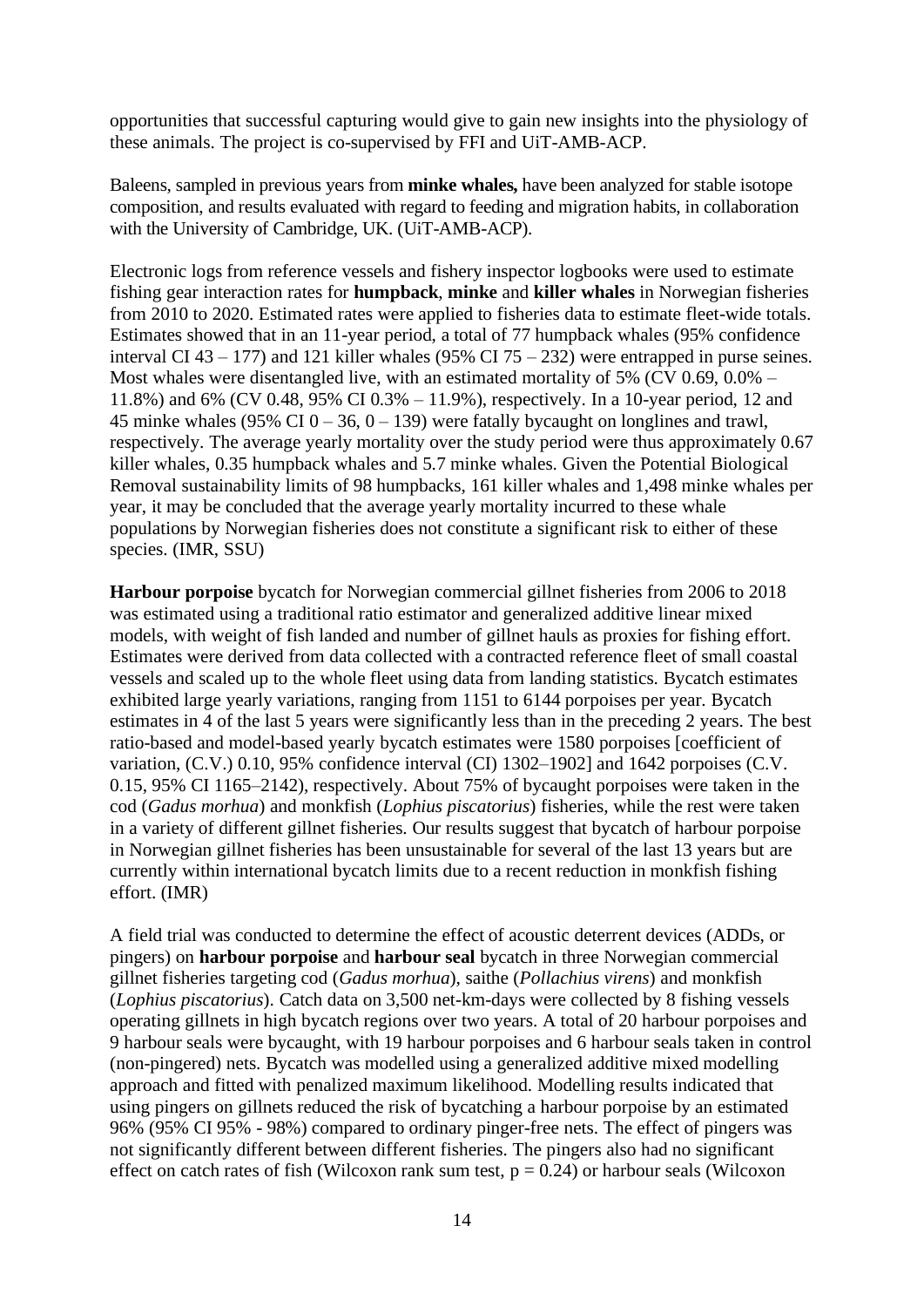opportunities that successful capturing would give to gain new insights into the physiology of these animals. The project is co-supervised by FFI and UiT-AMB-ACP.

Baleens, sampled in previous years from **minke whales,** have been analyzed for stable isotope composition, and results evaluated with regard to feeding and migration habits, in collaboration with the University of Cambridge, UK. (UiT-AMB-ACP).

Electronic logs from reference vessels and fishery inspector logbooks were used to estimate fishing gear interaction rates for **humpback**, **minke** and **killer whales** in Norwegian fisheries from 2010 to 2020. Estimated rates were applied to fisheries data to estimate fleet-wide totals. Estimates showed that in an 11-year period, a total of 77 humpback whales (95% confidence interval CI 43 – 177) and 121 killer whales (95% CI 75 – 232) were entrapped in purse seines. Most whales were disentangled live, with an estimated mortality of 5% (CV 0.69, 0.0% – 11.8%) and 6% (CV 0.48, 95% CI 0.3% – 11.9%), respectively. In a 10-year period, 12 and 45 minke whales (95% CI 0 – 36, 0 – 139) were fatally bycaught on longlines and trawl, respectively. The average yearly mortality over the study period were thus approximately 0.67 killer whales, 0.35 humpback whales and 5.7 minke whales. Given the Potential Biological Removal sustainability limits of 98 humpbacks, 161 killer whales and 1,498 minke whales per year, it may be concluded that the average yearly mortality incurred to these whale populations by Norwegian fisheries does not constitute a significant risk to either of these species. (IMR, SSU)

**Harbour porpoise** bycatch for Norwegian commercial gillnet fisheries from 2006 to 2018 was estimated using a traditional ratio estimator and generalized additive linear mixed models, with weight of fish landed and number of gillnet hauls as proxies for fishing effort. Estimates were derived from data collected with a contracted reference fleet of small coastal vessels and scaled up to the whole fleet using data from landing statistics. Bycatch estimates exhibited large yearly variations, ranging from 1151 to 6144 porpoises per year. Bycatch estimates in 4 of the last 5 years were significantly less than in the preceding 2 years. The best ratio-based and model-based yearly bycatch estimates were 1580 porpoises [coefficient of variation, (C.V.) 0.10, 95% confidence interval (CI) 1302–1902] and 1642 porpoises (C.V. 0.15, 95% CI 1165–2142), respectively. About 75% of bycaught porpoises were taken in the cod (*Gadus morhua*) and monkfish (*Lophius piscatorius*) fisheries, while the rest were taken in a variety of different gillnet fisheries. Our results suggest that bycatch of harbour porpoise in Norwegian gillnet fisheries has been unsustainable for several of the last 13 years but are currently within international bycatch limits due to a recent reduction in monkfish fishing effort. (IMR)

A field trial was conducted to determine the effect of acoustic deterrent devices (ADDs, or pingers) on **harbour porpoise** and **harbour seal** bycatch in three Norwegian commercial gillnet fisheries targeting cod (*Gadus morhua*), saithe (*Pollachius virens*) and monkfish (*Lophius piscatorius*). Catch data on 3,500 net-km-days were collected by 8 fishing vessels operating gillnets in high bycatch regions over two years. A total of 20 harbour porpoises and 9 harbour seals were bycaught, with 19 harbour porpoises and 6 harbour seals taken in control (non-pingered) nets. Bycatch was modelled using a generalized additive mixed modelling approach and fitted with penalized maximum likelihood. Modelling results indicated that using pingers on gillnets reduced the risk of bycatching a harbour porpoise by an estimated 96% (95% CI 95% - 98%) compared to ordinary pinger-free nets. The effect of pingers was not significantly different between different fisheries. The pingers also had no significant effect on catch rates of fish (Wilcoxon rank sum test, $p = 0.24$) or harbour seals (Wilcoxon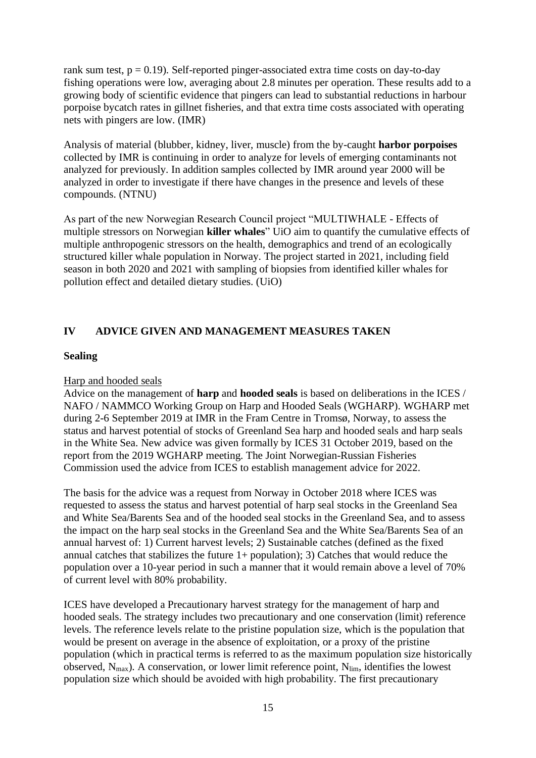rank sum test, $p = 0.19$). Self-reported pinger-associated extra time costs on day-to-day fishing operations were low, averaging about 2.8 minutes per operation. These results add to a growing body of scientific evidence that pingers can lead to substantial reductions in harbour porpoise bycatch rates in gillnet fisheries, and that extra time costs associated with operating nets with pingers are low. (IMR)

Analysis of material (blubber, kidney, liver, muscle) from the by-caught **harbor porpoises** collected by IMR is continuing in order to analyze for levels of emerging contaminants not analyzed for previously. In addition samples collected by IMR around year 2000 will be analyzed in order to investigate if there have changes in the presence and levels of these compounds. (NTNU)

As part of the new Norwegian Research Council project "MULTIWHALE - Effects of multiple stressors on Norwegian **killer whales**" UiO aim to quantify the cumulative effects of multiple anthropogenic stressors on the health, demographics and trend of an ecologically structured killer whale population in Norway. The project started in 2021, including field season in both 2020 and 2021 with sampling of biopsies from identified killer whales for pollution effect and detailed dietary studies. (UiO)

## IV ADVICE GIVEN AND MANAGEMENT MEASURES TAKEN

### Sealing

Harp and hooded seals

Advice on the management of **harp** and **hooded seals** is based on deliberations in the ICES / NAFO / NAMMCO Working Group on Harp and Hooded Seals (WGHARP). WGHARP met during 2-6 September 2019 at IMR in the Fram Centre in Tromsø, Norway, to assess the status and harvest potential of stocks of Greenland Sea harp and hooded seals and harp seals in the White Sea. New advice was given formally by ICES 31 October 2019, based on the report from the 2019 WGHARP meeting. The Joint Norwegian-Russian Fisheries Commission used the advice from ICES to establish management advice for 2022.

The basis for the advice was a request from Norway in October 2018 where ICES was requested to assess the status and harvest potential of harp seal stocks in the Greenland Sea and White Sea/Barents Sea and of the hooded seal stocks in the Greenland Sea, and to assess the impact on the harp seal stocks in the Greenland Sea and the White Sea/Barents Sea of an annual harvest of: 1) Current harvest levels; 2) Sustainable catches (defined as the fixed annual catches that stabilizes the future 1+ population); 3) Catches that would reduce the population over a 10-year period in such a manner that it would remain above a level of 70% of current level with 80% probability.

ICES have developed a Precautionary harvest strategy for the management of harp and hooded seals. The strategy includes two precautionary and one conservation (limit) reference levels. The reference levels relate to the pristine population size, which is the population that would be present on average in the absence of exploitation, or a proxy of the pristine population (which in practical terms is referred to as the maximum population size historically observed, $N_{max}$). A conservation, or lower limit reference point, $N_{lim}$, identifies the lowest population size which should be avoided with high probability. The first precautionary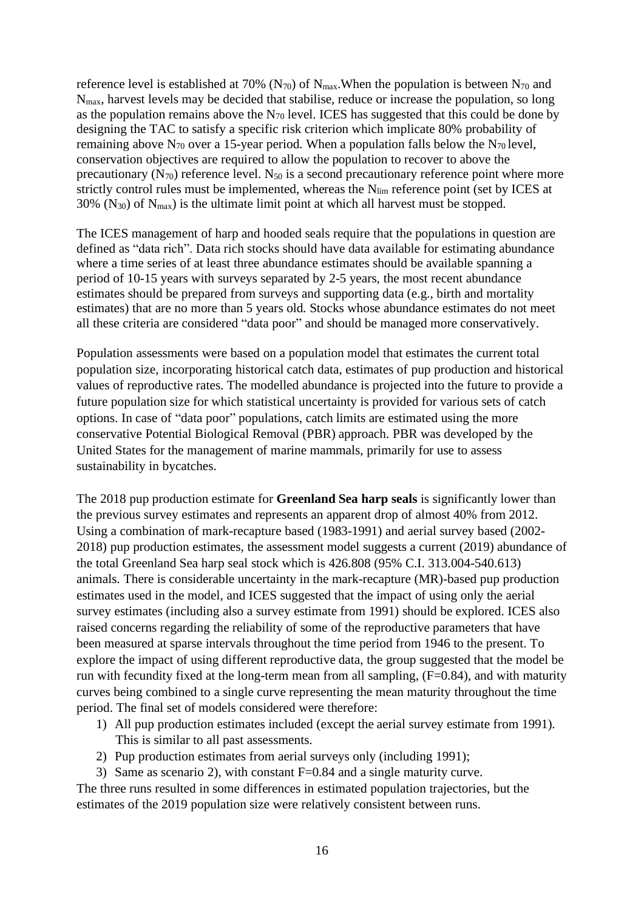reference level is established at 70% ($N_{70}$) of $N_{max}$.When the population is between $N_{70}$ and $N_{max}$, harvest levels may be decided that stabilise, reduce or increase the population, so long as the population remains above the $N_{70}$ level. ICES has suggested that this could be done by designing the TAC to satisfy a specific risk criterion which implicate 80% probability of remaining above $N_{70}$ over a 15-year period. When a population falls below the $N_{70}$ level, conservation objectives are required to allow the population to recover to above the precautionary ($N_{70}$) reference level. $N_{50}$ is a second precautionary reference point where more strictly control rules must be implemented, whereas the $N_{lim}$ reference point (set by ICES at 30% ($N_{30}$) of $N_{max}$) is the ultimate limit point at which all harvest must be stopped.

The ICES management of harp and hooded seals require that the populations in question are defined as "data rich". Data rich stocks should have data available for estimating abundance where a time series of at least three abundance estimates should be available spanning a period of 10-15 years with surveys separated by 2-5 years, the most recent abundance estimates should be prepared from surveys and supporting data (e.g., birth and mortality estimates) that are no more than 5 years old. Stocks whose abundance estimates do not meet all these criteria are considered "data poor" and should be managed more conservatively.

Population assessments were based on a population model that estimates the current total population size, incorporating historical catch data, estimates of pup production and historical values of reproductive rates. The modelled abundance is projected into the future to provide a future population size for which statistical uncertainty is provided for various sets of catch options. In case of "data poor" populations, catch limits are estimated using the more conservative Potential Biological Removal (PBR) approach. PBR was developed by the United States for the management of marine mammals, primarily for use to assess sustainability in bycatches.

The 2018 pup production estimate for **Greenland Sea harp seals** is significantly lower than the previous survey estimates and represents an apparent drop of almost 40% from 2012. Using a combination of mark-recapture based (1983-1991) and aerial survey based (2002-2018) pup production estimates, the assessment model suggests a current (2019) abundance of the total Greenland Sea harp seal stock which is 426.808 (95% C.I. 313.004-540.613) animals. There is considerable uncertainty in the mark-recapture (MR)-based pup production estimates used in the model, and ICES suggested that the impact of using only the aerial survey estimates (including also a survey estimate from 1991) should be explored. ICES also raised concerns regarding the reliability of some of the reproductive parameters that have been measured at sparse intervals throughout the time period from 1946 to the present. To explore the impact of using different reproductive data, the group suggested that the model be run with fecundity fixed at the long-term mean from all sampling, (F=0.84), and with maturity curves being combined to a single curve representing the mean maturity throughout the time period. The final set of models considered were therefore:

1) All pup production estimates included (except the aerial survey estimate from 1991). This is similar to all past assessments.
2) Pup production estimates from aerial surveys only (including 1991);
3) Same as scenario 2), with constant F=0.84 and a single maturity curve.

The three runs resulted in some differences in estimated population trajectories, but the estimates of the 2019 population size were relatively consistent between runs.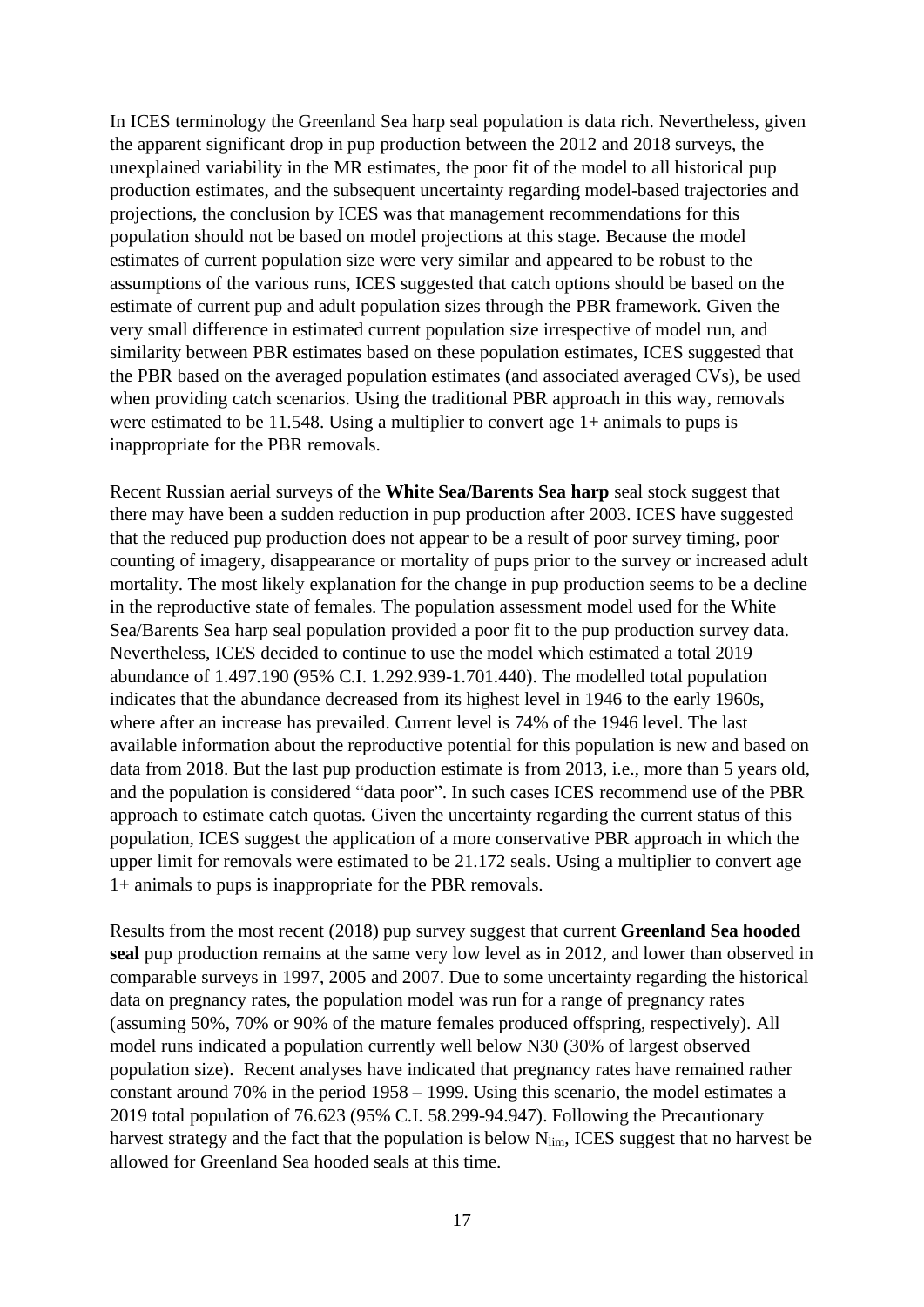In ICES terminology the Greenland Sea harp seal population is data rich. Nevertheless, given the apparent significant drop in pup production between the 2012 and 2018 surveys, the unexplained variability in the MR estimates, the poor fit of the model to all historical pup production estimates, and the subsequent uncertainty regarding model-based trajectories and projections, the conclusion by ICES was that management recommendations for this population should not be based on model projections at this stage. Because the model estimates of current population size were very similar and appeared to be robust to the assumptions of the various runs, ICES suggested that catch options should be based on the estimate of current pup and adult population sizes through the PBR framework. Given the very small difference in estimated current population size irrespective of model run, and similarity between PBR estimates based on these population estimates, ICES suggested that the PBR based on the averaged population estimates (and associated averaged CVs), be used when providing catch scenarios. Using the traditional PBR approach in this way, removals were estimated to be 11.548. Using a multiplier to convert age 1+ animals to pups is inappropriate for the PBR removals.

Recent Russian aerial surveys of the **White Sea/Barents Sea harp** seal stock suggest that there may have been a sudden reduction in pup production after 2003. ICES have suggested that the reduced pup production does not appear to be a result of poor survey timing, poor counting of imagery, disappearance or mortality of pups prior to the survey or increased adult mortality. The most likely explanation for the change in pup production seems to be a decline in the reproductive state of females. The population assessment model used for the White Sea/Barents Sea harp seal population provided a poor fit to the pup production survey data. Nevertheless, ICES decided to continue to use the model which estimated a total 2019 abundance of 1.497.190 (95% C.I. 1.292.939-1.701.440). The modelled total population indicates that the abundance decreased from its highest level in 1946 to the early 1960s, where after an increase has prevailed. Current level is 74% of the 1946 level. The last available information about the reproductive potential for this population is new and based on data from 2018. But the last pup production estimate is from 2013, i.e., more than 5 years old, and the population is considered "data poor". In such cases ICES recommend use of the PBR approach to estimate catch quotas. Given the uncertainty regarding the current status of this population, ICES suggest the application of a more conservative PBR approach in which the upper limit for removals were estimated to be 21.172 seals. Using a multiplier to convert age 1+ animals to pups is inappropriate for the PBR removals.

Results from the most recent (2018) pup survey suggest that current **Greenland Sea hooded seal** pup production remains at the same very low level as in 2012, and lower than observed in comparable surveys in 1997, 2005 and 2007. Due to some uncertainty regarding the historical data on pregnancy rates, the population model was run for a range of pregnancy rates (assuming 50%, 70% or 90% of the mature females produced offspring, respectively). All model runs indicated a population currently well below N30 (30% of largest observed population size). Recent analyses have indicated that pregnancy rates have remained rather constant around 70% in the period 1958 – 1999. Using this scenario, the model estimates a 2019 total population of 76.623 (95% C.I. 58.299-94.947). Following the Precautionary harvest strategy and the fact that the population is below $N_{lim}$, ICES suggest that no harvest be allowed for Greenland Sea hooded seals at this time.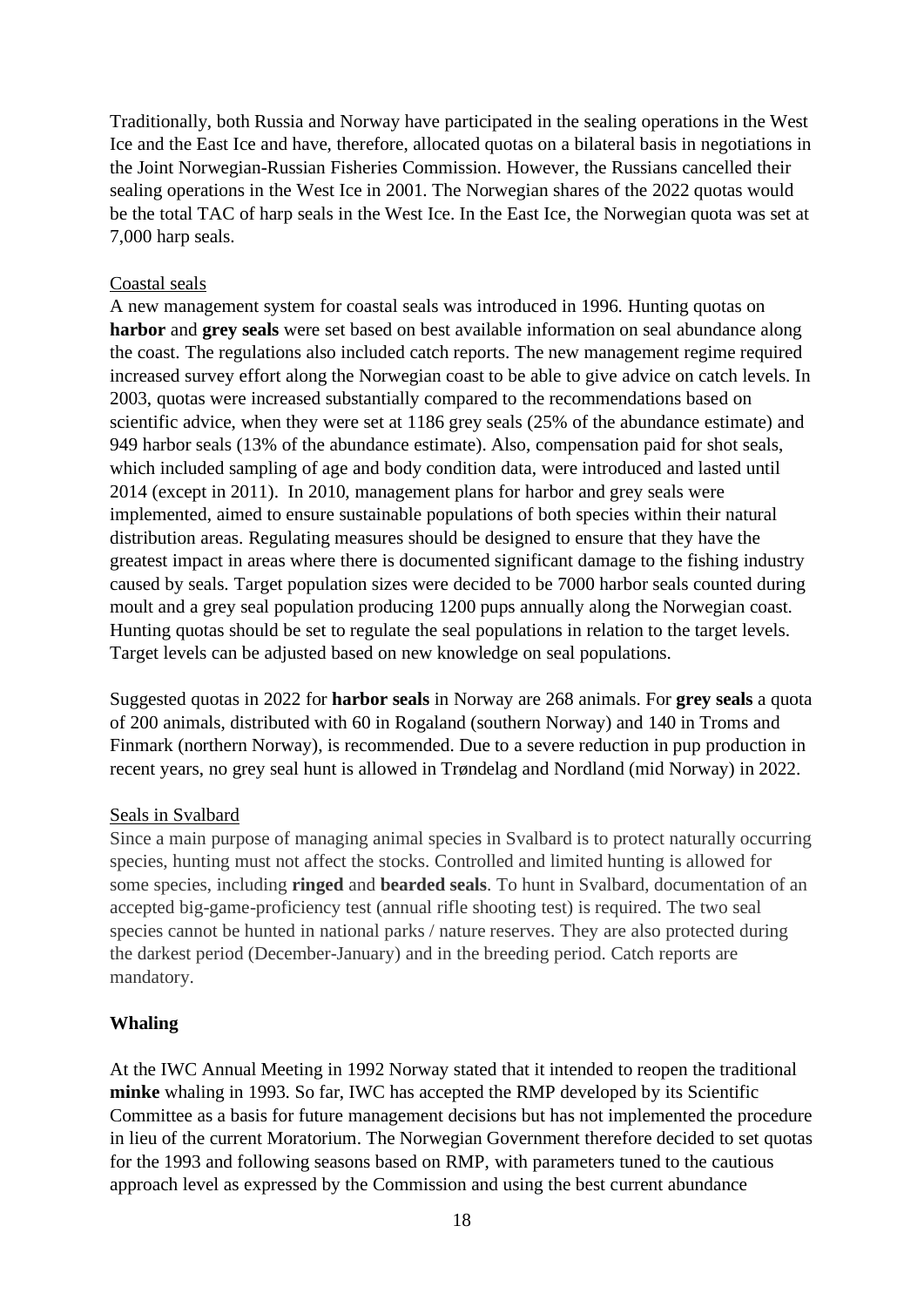Traditionally, both Russia and Norway have participated in the sealing operations in the West Ice and the East Ice and have, therefore, allocated quotas on a bilateral basis in negotiations in the Joint Norwegian-Russian Fisheries Commission. However, the Russians cancelled their sealing operations in the West Ice in 2001. The Norwegian shares of the 2022 quotas would be the total TAC of harp seals in the West Ice. In the East Ice, the Norwegian quota was set at 7,000 harp seals.

Coastal seals

A new management system for coastal seals was introduced in 1996. Hunting quotas on **harbor** and **grey seals** were set based on best available information on seal abundance along the coast. The regulations also included catch reports. The new management regime required increased survey effort along the Norwegian coast to be able to give advice on catch levels. In 2003, quotas were increased substantially compared to the recommendations based on scientific advice, when they were set at 1186 grey seals (25% of the abundance estimate) and 949 harbor seals (13% of the abundance estimate). Also, compensation paid for shot seals, which included sampling of age and body condition data, were introduced and lasted until 2014 (except in 2011). In 2010, management plans for harbor and grey seals were implemented, aimed to ensure sustainable populations of both species within their natural distribution areas. Regulating measures should be designed to ensure that they have the greatest impact in areas where there is documented significant damage to the fishing industry caused by seals. Target population sizes were decided to be 7000 harbor seals counted during moult and a grey seal population producing 1200 pups annually along the Norwegian coast. Hunting quotas should be set to regulate the seal populations in relation to the target levels. Target levels can be adjusted based on new knowledge on seal populations.

Suggested quotas in 2022 for **harbor seals** in Norway are 268 animals. For **grey seals** a quota of 200 animals, distributed with 60 in Rogaland (southern Norway) and 140 in Troms and Finmark (northern Norway), is recommended. Due to a severe reduction in pup production in recent years, no grey seal hunt is allowed in Trøndelag and Nordland (mid Norway) in 2022.

Seals in Svalbard

Since a main purpose of managing animal species in Svalbard is to protect naturally occurring species, hunting must not affect the stocks. Controlled and limited hunting is allowed for some species, including **ringed** and **bearded seals**. To hunt in Svalbard, documentation of an accepted big-game-proficiency test (annual rifle shooting test) is required. The two seal species cannot be hunted in national parks / nature reserves. They are also protected during the darkest period (December-January) and in the breeding period. Catch reports are mandatory.

**Whaling**

At the IWC Annual Meeting in 1992 Norway stated that it intended to reopen the traditional **minke** whaling in 1993. So far, IWC has accepted the RMP developed by its Scientific Committee as a basis for future management decisions but has not implemented the procedure in lieu of the current Moratorium. The Norwegian Government therefore decided to set quotas for the 1993 and following seasons based on RMP, with parameters tuned to the cautious approach level as expressed by the Commission and using the best current abundance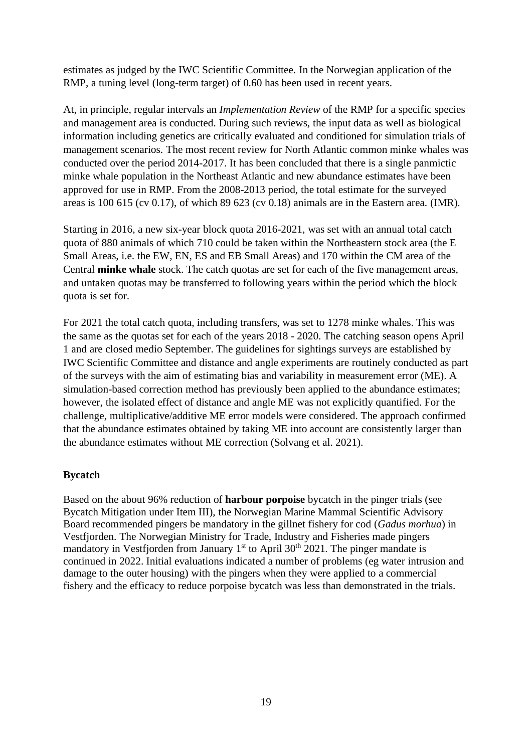estimates as judged by the IWC Scientific Committee. In the Norwegian application of the RMP, a tuning level (long-term target) of 0.60 has been used in recent years.

At, in principle, regular intervals an *Implementation Review* of the RMP for a specific species and management area is conducted. During such reviews, the input data as well as biological information including genetics are critically evaluated and conditioned for simulation trials of management scenarios. The most recent review for North Atlantic common minke whales was conducted over the period 2014-2017. It has been concluded that there is a single panmictic minke whale population in the Northeast Atlantic and new abundance estimates have been approved for use in RMP. From the 2008-2013 period, the total estimate for the surveyed areas is 100 615 (cv 0.17), of which 89 623 (cv 0.18) animals are in the Eastern area. (IMR).

Starting in 2016, a new six-year block quota 2016-2021, was set with an annual total catch quota of 880 animals of which 710 could be taken within the Northeastern stock area (the E Small Areas, i.e. the EW, EN, ES and EB Small Areas) and 170 within the CM area of the Central **minke whale** stock. The catch quotas are set for each of the five management areas, and untaken quotas may be transferred to following years within the period which the block quota is set for.

For 2021 the total catch quota, including transfers, was set to 1278 minke whales. This was the same as the quotas set for each of the years 2018 - 2020. The catching season opens April 1 and are closed medio September. The guidelines for sightings surveys are established by IWC Scientific Committee and distance and angle experiments are routinely conducted as part of the surveys with the aim of estimating bias and variability in measurement error (ME). A simulation-based correction method has previously been applied to the abundance estimates; however, the isolated effect of distance and angle ME was not explicitly quantified. For the challenge, multiplicative/additive ME error models were considered. The approach confirmed that the abundance estimates obtained by taking ME into account are consistently larger than the abundance estimates without ME correction (Solvang et al. 2021).

**Bycatch**

Based on the about 96% reduction of **harbour porpoise** bycatch in the pinger trials (see Bycatch Mitigation under Item III), the Norwegian Marine Mammal Scientific Advisory Board recommended pingers be mandatory in the gillnet fishery for cod (*Gadus morhua*) in Vestfjorden. The Norwegian Ministry for Trade, Industry and Fisheries made pingers mandatory in Vestfjorden from January 1st to April 30th 2021. The pinger mandate is continued in 2022. Initial evaluations indicated a number of problems (eg water intrusion and damage to the outer housing) with the pingers when they were applied to a commercial fishery and the efficacy to reduce porpoise bycatch was less than demonstrated in the trials.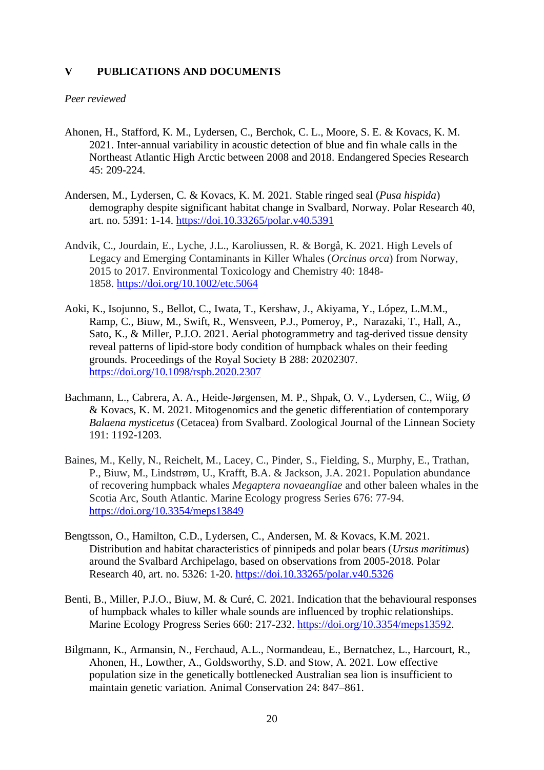## V PUBLICATIONS AND DOCUMENTS

*Peer reviewed*

Ahonen, H., Stafford, K. M., Lydersen, C., Berchok, C. L., Moore, S. E. & Kovacs, K. M. 2021. Inter-annual variability in acoustic detection of blue and fin whale calls in the Northeast Atlantic High Arctic between 2008 and 2018. Endangered Species Research 45: 209-224.

Andersen, M., Lydersen, C. & Kovacs, K. M. 2021. Stable ringed seal (*Pusa hispida*) demography despite significant habitat change in Svalbard, Norway. Polar Research 40, art. no. 5391: 1-14. https://doi.10.33265/polar.v40.5391

Andvik, C., Jourdain, E., Lyche, J.L., Karoliussen, R. & Borgå, K. 2021. High Levels of Legacy and Emerging Contaminants in Killer Whales (*Orcinus orca*) from Norway, 2015 to 2017. Environmental Toxicology and Chemistry 40: 1848-1858. https://doi.org/10.1002/etc.5064

Aoki, K., Isojunno, S., Bellot, C., Iwata, T., Kershaw, J., Akiyama, Y., López, L.M.M., Ramp, C., Biuw, M., Swift, R., Wensveen, P.J., Pomeroy, P., Narazaki, T., Hall, A., Sato, K., & Miller, P.J.O. 2021. Aerial photogrammetry and tag-derived tissue density reveal patterns of lipid-store body condition of humpback whales on their feeding grounds. Proceedings of the Royal Society B 288: 20202307. https://doi.org/10.1098/rspb.2020.2307

Bachmann, L., Cabrera, A. A., Heide-Jørgensen, M. P., Shpak, O. V., Lydersen, C., Wiig, Ø & Kovacs, K. M. 2021. Mitogenomics and the genetic differentiation of contemporary *Balaena mysticetus* (Cetacea) from Svalbard. Zoological Journal of the Linnean Society 191: 1192-1203.

Baines, M., Kelly, N., Reichelt, M., Lacey, C., Pinder, S., Fielding, S., Murphy, E., Trathan, P., Biuw, M., Lindstrøm, U., Krafft, B.A. & Jackson, J.A. 2021. Population abundance of recovering humpback whales *Megaptera novaeangliae* and other baleen whales in the Scotia Arc, South Atlantic. Marine Ecology progress Series 676: 77-94. https://doi.org/10.3354/meps13849

Bengtsson, O., Hamilton, C.D., Lydersen, C., Andersen, M. & Kovacs, K.M. 2021. Distribution and habitat characteristics of pinnipeds and polar bears (*Ursus maritimus*) around the Svalbard Archipelago, based on observations from 2005-2018. Polar Research 40, art. no. 5326: 1-20. https://doi.10.33265/polar.v40.5326

Benti, B., Miller, P.J.O., Biuw, M. & Curé, C. 2021. Indication that the behavioural responses of humpback whales to killer whale sounds are influenced by trophic relationships. Marine Ecology Progress Series 660: 217-232. https://doi.org/10.3354/meps13592.

Bilgmann, K., Armansin, N., Ferchaud, A.L., Normandeau, E., Bernatchez, L., Harcourt, R., Ahonen, H., Lowther, A., Goldsworthy, S.D. and Stow, A. 2021. Low effective population size in the genetically bottlenecked Australian sea lion is insufficient to maintain genetic variation. Animal Conservation 24: 847–861.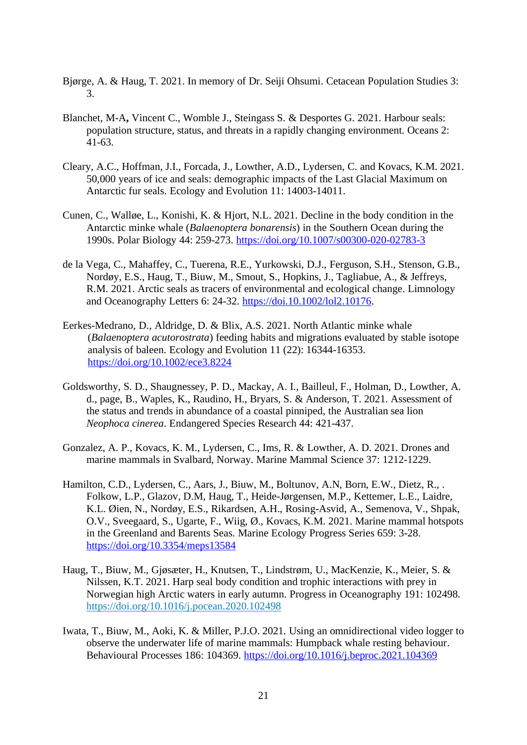Bjørge, A. & Haug, T. 2021. In memory of Dr. Seiji Ohsumi. Cetacean Population Studies 3: 3.

Blanchet, M-A**,** Vincent C., Womble J., Steingass S. & Desportes G. 2021. Harbour seals: population structure, status, and threats in a rapidly changing environment. Oceans 2: 41-63.

Cleary, A.C., Hoffman, J.I., Forcada, J., Lowther, A.D., Lydersen, C. and Kovacs, K.M. 2021. 50,000 years of ice and seals: demographic impacts of the Last Glacial Maximum on Antarctic fur seals. Ecology and Evolution 11: 14003-14011.

Cunen, C., Walløe, L., Konishi, K. & Hjort, N.L. 2021. Decline in the body condition in the Antarctic minke whale (*Balaenoptera bonarensis*) in the Southern Ocean during the 1990s. Polar Biology 44: 259-273. https://doi.org/10.1007/s00300-020-02783-3

de la Vega, C., Mahaffey, C., Tuerena, R.E., Yurkowski, D.J., Ferguson, S.H., Stenson, G.B., Nordøy, E.S., Haug, T., Biuw, M., Smout, S., Hopkins, J., Tagliabue, A., & Jeffreys, R.M. 2021. Arctic seals as tracers of environmental and ecological change. Limnology and Oceanography Letters 6: 24-32. https://doi.10.1002/lol2.10176.

Eerkes-Medrano, D., Aldridge, D. & Blix, A.S. 2021. North Atlantic minke whale (*Balaenoptera acutorostrata*) feeding habits and migrations evaluated by stable isotope analysis of baleen. Ecology and Evolution 11 (22): 16344-16353. https://doi.org/10.1002/ece3.8224

Goldsworthy, S. D., Shaugnessey, P. D., Mackay, A. I., Bailleul, F., Holman, D., Lowther, A. d., page, B., Waples, K., Raudino, H., Bryars, S. & Anderson, T. 2021. Assessment of the status and trends in abundance of a coastal pinniped, the Australian sea lion *Neophoca cinerea*. Endangered Species Research 44: 421-437.

Gonzalez, A. P., Kovacs, K. M., Lydersen, C., Ims, R. & Lowther, A. D. 2021. Drones and marine mammals in Svalbard, Norway. Marine Mammal Science 37: 1212-1229.

Hamilton, C.D., Lydersen, C., Aars, J., Biuw, M., Boltunov, A.N, Born, E.W., Dietz, R., . Folkow, L.P., Glazov, D.M, Haug, T., Heide-Jørgensen, M.P., Kettemer, L.E., Laidre, K.L. Øien, N., Nordøy, E.S., Rikardsen, A.H., Rosing-Asvid, A., Semenova, V., Shpak, O.V., Sveegaard, S., Ugarte, F., Wiig, Ø., Kovacs, K.M. 2021. Marine mammal hotspots in the Greenland and Barents Seas. Marine Ecology Progress Series 659: 3-28. https://doi.org/10.3354/meps13584

Haug, T., Biuw, M., Gjøsæter, H., Knutsen, T., Lindstrøm, U., MacKenzie, K., Meier, S. & Nilssen, K.T. 2021. Harp seal body condition and trophic interactions with prey in Norwegian high Arctic waters in early autumn. Progress in Oceanography 191: 102498. https://doi.org/10.1016/j.pocean.2020.102498

Iwata, T., Biuw, M., Aoki, K. & Miller, P.J.O. 2021. Using an omnidirectional video logger to observe the underwater life of marine mammals: Humpback whale resting behaviour. Behavioural Processes 186: 104369. https://doi.org/10.1016/j.beproc.2021.104369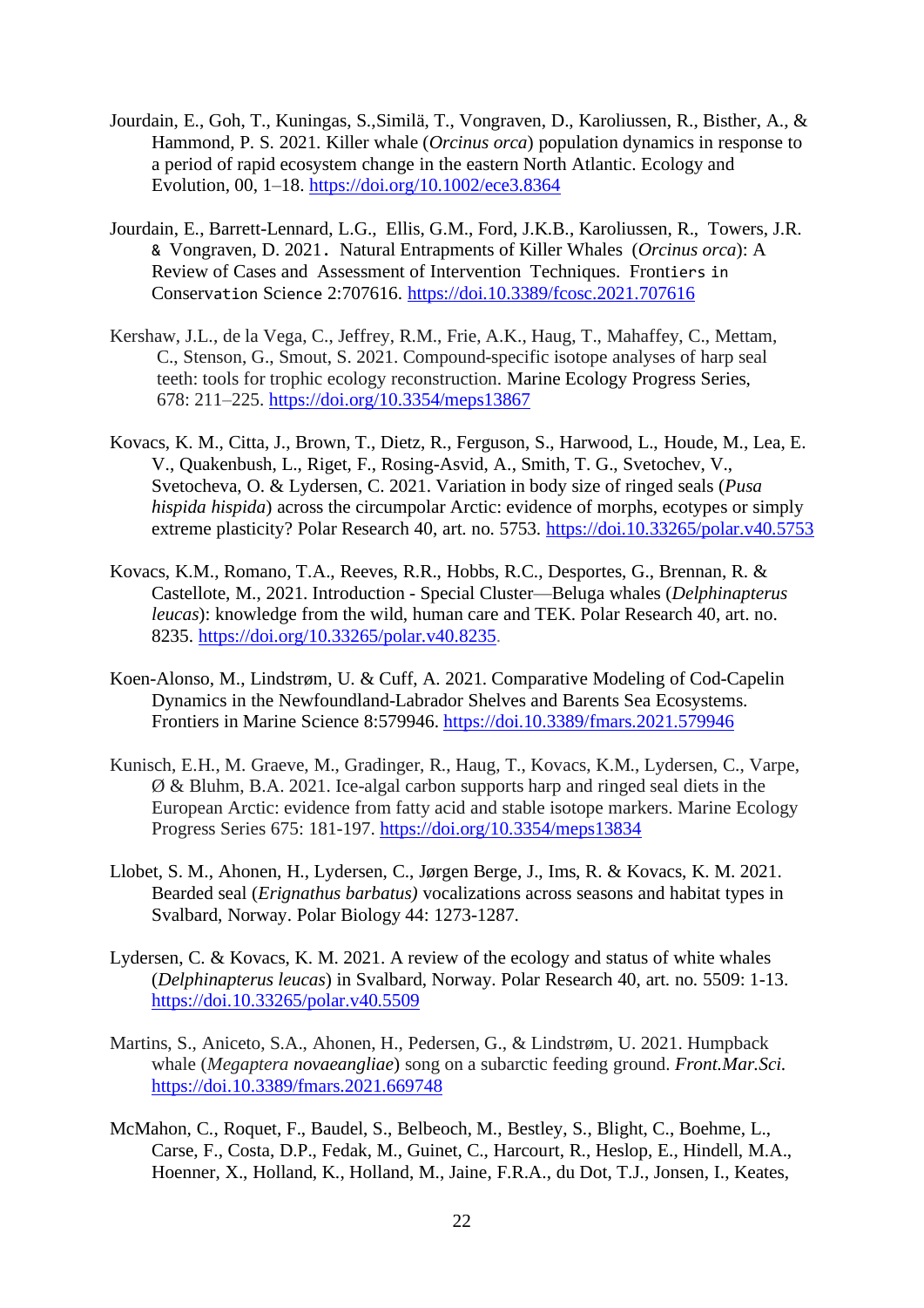Jourdain, E., Goh, T., Kuningas, S.,Similä, T., Vongraven, D., Karoliussen, R., Bisther, A., & Hammond, P. S. 2021. Killer whale (*Orcinus orca*) population dynamics in response to a period of rapid ecosystem change in the eastern North Atlantic. Ecology and Evolution, 00, 1–18. https://doi.org/10.1002/ece3.8364

Jourdain, E., Barrett-Lennard, L.G., Ellis, G.M., Ford, J.K.B., Karoliussen, R., Towers, J.R. & Vongraven, D. 2021. Natural Entrapments of Killer Whales (*Orcinus orca*): A Review of Cases and Assessment of Intervention Techniques. Frontiers in Conservation Science 2:707616. https://doi.10.3389/fcosc.2021.707616

Kershaw, J.L., de la Vega, C., Jeffrey, R.M., Frie, A.K., Haug, T., Mahaffey, C., Mettam, C., Stenson, G., Smout, S. 2021. Compound-specific isotope analyses of harp seal teeth: tools for trophic ecology reconstruction. Marine Ecology Progress Series, 678: 211–225. https://doi.org/10.3354/meps13867

Kovacs, K. M., Citta, J., Brown, T., Dietz, R., Ferguson, S., Harwood, L., Houde, M., Lea, E. V., Quakenbush, L., Riget, F., Rosing-Asvid, A., Smith, T. G., Svetochev, V., Svetocheva, O. & Lydersen, C. 2021. Variation in body size of ringed seals (*Pusa hispida hispida*) across the circumpolar Arctic: evidence of morphs, ecotypes or simply extreme plasticity? Polar Research 40, art. no. 5753. https://doi.10.33265/polar.v40.5753

Kovacs, K.M., Romano, T.A., Reeves, R.R., Hobbs, R.C., Desportes, G., Brennan, R. & Castellote, M., 2021. Introduction - Special Cluster—Beluga whales (*Delphinapterus leucas*): knowledge from the wild, human care and TEK. Polar Research 40, art. no. 8235. https://doi.org/10.33265/polar.v40.8235.

Koen-Alonso, M., Lindstrøm, U. & Cuff, A. 2021. Comparative Modeling of Cod-Capelin Dynamics in the Newfoundland-Labrador Shelves and Barents Sea Ecosystems. Frontiers in Marine Science 8:579946. https://doi.10.3389/fmars.2021.579946

Kunisch, E.H., M. Graeve, M., Gradinger, R., Haug, T., Kovacs, K.M., Lydersen, C., Varpe, Ø & Bluhm, B.A. 2021. Ice-algal carbon supports harp and ringed seal diets in the European Arctic: evidence from fatty acid and stable isotope markers. Marine Ecology Progress Series 675: 181-197. https://doi.org/10.3354/meps13834

Llobet, S. M., Ahonen, H., Lydersen, C., Jørgen Berge, J., Ims, R. & Kovacs, K. M. 2021. Bearded seal (*Erignathus barbatus)* vocalizations across seasons and habitat types in Svalbard, Norway. Polar Biology 44: 1273-1287.

Lydersen, C. & Kovacs, K. M. 2021. A review of the ecology and status of white whales (*Delphinapterus leucas*) in Svalbard, Norway. Polar Research 40, art. no. 5509: 1-13. https://doi.10.33265/polar.v40.5509

Martins, S., Aniceto, S.A., Ahonen, H., Pedersen, G., & Lindstrøm, U. 2021. Humpback whale (*Megaptera novaeangliae*) song on a subarctic feeding ground. *Front.Mar.Sci.* https://doi.10.3389/fmars.2021.669748

McMahon, C., Roquet, F., Baudel, S., Belbeoch, M., Bestley, S., Blight, C., Boehme, L., Carse, F., Costa, D.P., Fedak, M., Guinet, C., Harcourt, R., Heslop, E., Hindell, M.A., Hoenner, X., Holland, K., Holland, M., Jaine, F.R.A., du Dot, T.J., Jonsen, I., Keates,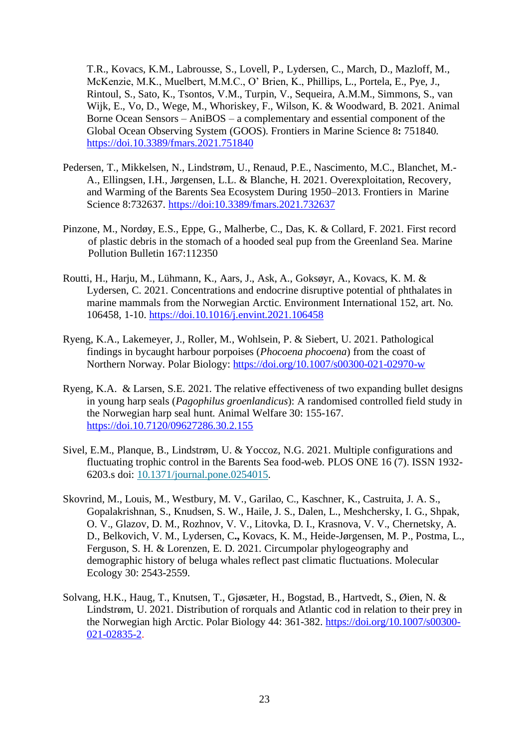T.R., Kovacs, K.M., Labrousse, S., Lovell, P., Lydersen, C., March, D., Mazloff, M., McKenzie, M.K., Muelbert, M.M.C., O' Brien, K., Phillips, L., Portela, E., Pye, J., Rintoul, S., Sato, K., Tsontos, V.M., Turpin, V., Sequeira, A.M.M., Simmons, S., van Wijk, E., Vo, D., Wege, M., Whoriskey, F., Wilson, K. & Woodward, B. 2021. Animal Borne Ocean Sensors – AniBOS – a complementary and essential component of the Global Ocean Observing System (GOOS). Frontiers in Marine Science 8**:** 751840. https://doi.10.3389/fmars.2021.751840

Pedersen, T., Mikkelsen, N., Lindstrøm, U., Renaud, P.E., Nascimento, M.C., Blanchet, M.-A., Ellingsen, I.H., Jørgensen, L.L. & Blanche, H. 2021. Overexploitation, Recovery, and Warming of the Barents Sea Ecosystem During 1950–2013. Frontiers in Marine Science 8:732637. https://doi:10.3389/fmars.2021.732637

Pinzone, M., Nordøy, E.S., Eppe, G., Malherbe, C., Das, K. & Collard, F. 2021. First record of plastic debris in the stomach of a hooded seal pup from the Greenland Sea. Marine Pollution Bulletin 167:112350

Routti, H., Harju, M., Lühmann, K., Aars, J., Ask, A., Goksøyr, A., Kovacs, K. M. & Lydersen, C. 2021. Concentrations and endocrine disruptive potential of phthalates in marine mammals from the Norwegian Arctic. Environment International 152, art. No. 106458, 1-10. https://doi.10.1016/j.envint.2021.106458

Ryeng, K.A., Lakemeyer, J., Roller, M., Wohlsein, P. & Siebert, U. 2021. Pathological findings in bycaught harbour porpoises (*Phocoena phocoena*) from the coast of Northern Norway. Polar Biology: https://doi.org/10.1007/s00300-021-02970-w

Ryeng, K.A. & Larsen, S.E. 2021. The relative effectiveness of two expanding bullet designs in young harp seals (*Pagophilus groenlandicus*): A randomised controlled field study in the Norwegian harp seal hunt. Animal Welfare 30: 155-167. https://doi.10.7120/09627286.30.2.155

Sivel, E.M., Planque, B., Lindstrøm, U. & Yoccoz, N.G. 2021. Multiple configurations and fluctuating trophic control in the Barents Sea food-web. PLOS ONE 16 (7). ISSN 1932-6203.s doi: 10.1371/journal.pone.0254015.

Skovrind, M., Louis, M., Westbury, M. V., Garilao, C., Kaschner, K., Castruita, J. A. S., Gopalakrishnan, S., Knudsen, S. W., Haile, J. S., Dalen, L., Meshchersky, I. G., Shpak, O. V., Glazov, D. M., Rozhnov, V. V., Litovka, D. I., Krasnova, V. V., Chernetsky, A. D., Belkovich, V. M., Lydersen, C**.,** Kovacs, K. M., Heide-Jørgensen, M. P., Postma, L., Ferguson, S. H. & Lorenzen, E. D. 2021. Circumpolar phylogeography and demographic history of beluga whales reflect past climatic fluctuations. Molecular Ecology 30: 2543-2559.

Solvang, H.K., Haug, T., Knutsen, T., Gjøsæter, H., Bogstad, B., Hartvedt, S., Øien, N. & Lindstrøm, U. 2021. Distribution of rorquals and Atlantic cod in relation to their prey in the Norwegian high Arctic. Polar Biology 44: 361-382. https://doi.org/10.1007/s00300-021-02835-2.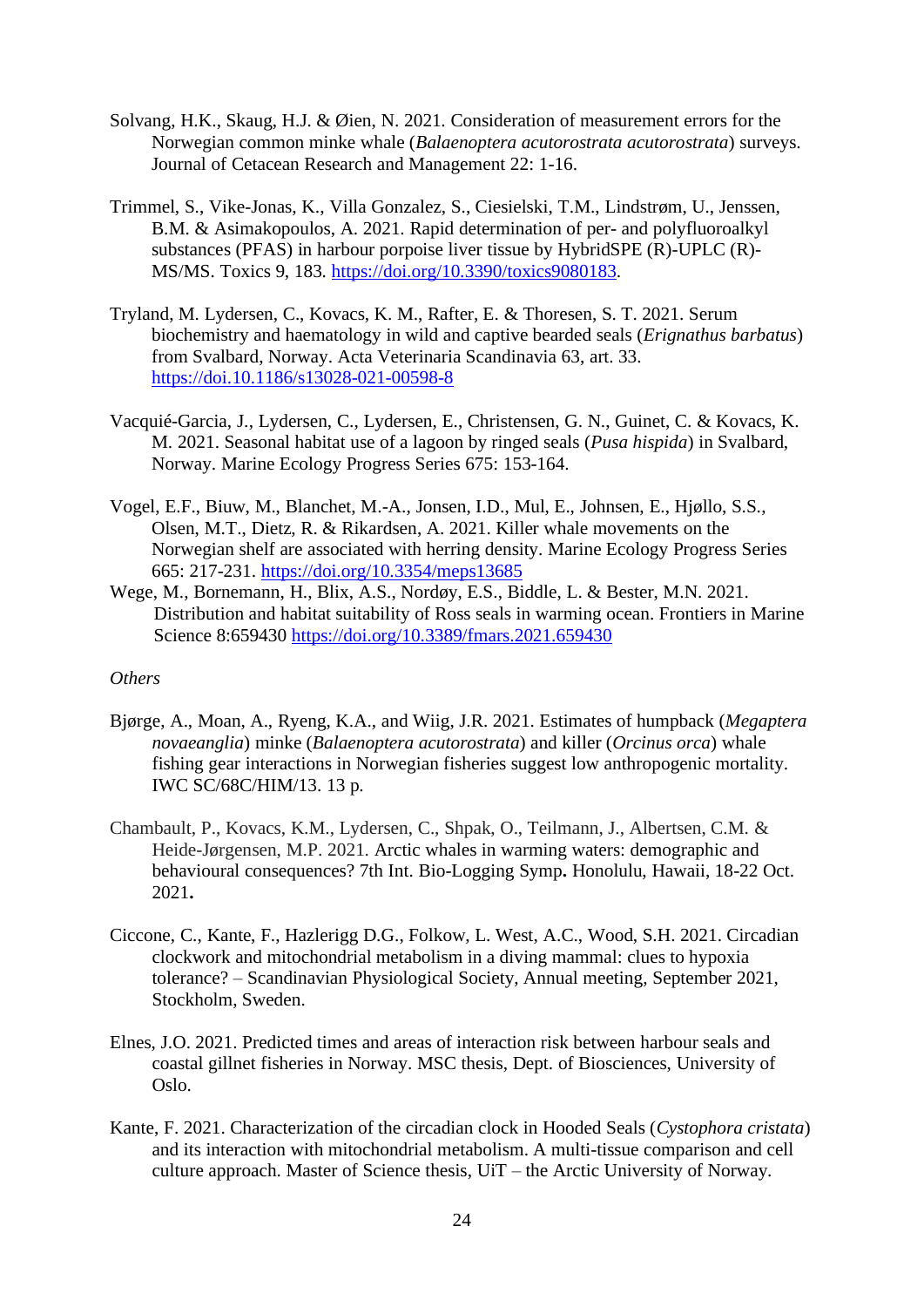Solvang, H.K., Skaug, H.J. & Øien, N. 2021. Consideration of measurement errors for the Norwegian common minke whale (*Balaenoptera acutorostrata acutorostrata*) surveys. Journal of Cetacean Research and Management 22: 1-16.

Trimmel, S., Vike-Jonas, K., Villa Gonzalez, S., Ciesielski, T.M., Lindstrøm, U., Jenssen, B.M. & Asimakopoulos, A. 2021. Rapid determination of per- and polyfluoroalkyl substances (PFAS) in harbour porpoise liver tissue by HybridSPE (R)-UPLC (R)-MS/MS. Toxics 9, 183. https://doi.org/10.3390/toxics9080183.

Tryland, M. Lydersen, C., Kovacs, K. M., Rafter, E. & Thoresen, S. T. 2021. Serum biochemistry and haematology in wild and captive bearded seals (*Erignathus barbatus*) from Svalbard, Norway. Acta Veterinaria Scandinavia 63, art. 33. https://doi.10.1186/s13028-021-00598-8

Vacquié-Garcia, J., Lydersen, C., Lydersen, E., Christensen, G. N., Guinet, C. & Kovacs, K. M. 2021. Seasonal habitat use of a lagoon by ringed seals (*Pusa hispida*) in Svalbard, Norway. Marine Ecology Progress Series 675: 153-164.

Vogel, E.F., Biuw, M., Blanchet, M.-A., Jonsen, I.D., Mul, E., Johnsen, E., Hjøllo, S.S., Olsen, M.T., Dietz, R. & Rikardsen, A. 2021. Killer whale movements on the Norwegian shelf are associated with herring density. Marine Ecology Progress Series 665: 217-231. https://doi.org/10.3354/meps13685

Wege, M., Bornemann, H., Blix, A.S., Nordøy, E.S., Biddle, L. & Bester, M.N. 2021. Distribution and habitat suitability of Ross seals in warming ocean. Frontiers in Marine Science 8:659430 https://doi.org/10.3389/fmars.2021.659430

*Others*

Bjørge, A., Moan, A., Ryeng, K.A., and Wiig, J.R. 2021. Estimates of humpback (*Megaptera novaeanglia*) minke (*Balaenoptera acutorostrata*) and killer (*Orcinus orca*) whale fishing gear interactions in Norwegian fisheries suggest low anthropogenic mortality. IWC SC/68C/HIM/13. 13 p.

Chambault, P., Kovacs, K.M., Lydersen, C., Shpak, O., Teilmann, J., Albertsen, C.M. & Heide-Jørgensen, M.P. 2021. Arctic whales in warming waters: demographic and behavioural consequences? 7th Int. Bio-Logging Symp**.** Honolulu, Hawaii, 18-22 Oct. 2021**.**

Ciccone, C., Kante, F., Hazlerigg D.G., Folkow, L. West, A.C., Wood, S.H. 2021. Circadian clockwork and mitochondrial metabolism in a diving mammal: clues to hypoxia tolerance? – Scandinavian Physiological Society, Annual meeting, September 2021, Stockholm, Sweden.

Elnes, J.O. 2021. Predicted times and areas of interaction risk between harbour seals and coastal gillnet fisheries in Norway. MSC thesis, Dept. of Biosciences, University of Oslo.

Kante, F. 2021. Characterization of the circadian clock in Hooded Seals (*Cystophora cristata*) and its interaction with mitochondrial metabolism. A multi-tissue comparison and cell culture approach. Master of Science thesis, UiT – the Arctic University of Norway.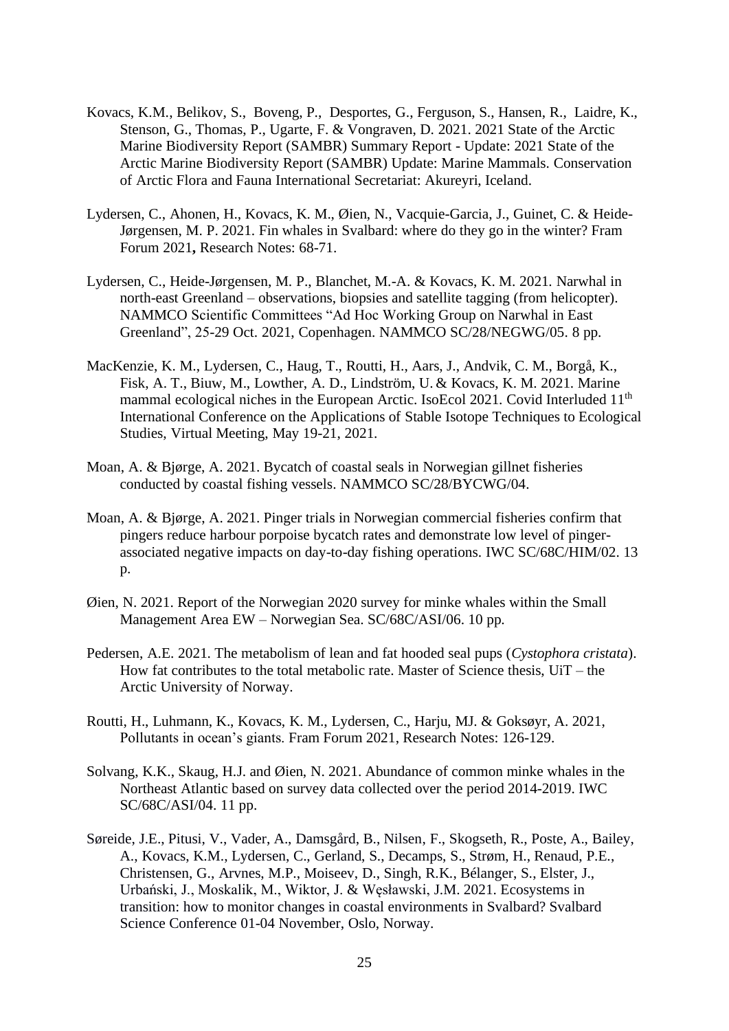Kovacs, K.M., Belikov, S., Boveng, P., Desportes, G., Ferguson, S., Hansen, R., Laidre, K., Stenson, G., Thomas, P., Ugarte, F. & Vongraven, D. 2021. 2021 State of the Arctic Marine Biodiversity Report (SAMBR) Summary Report - Update: 2021 State of the Arctic Marine Biodiversity Report (SAMBR) Update: Marine Mammals. Conservation of Arctic Flora and Fauna International Secretariat: Akureyri, Iceland.

Lydersen, C., Ahonen, H., Kovacs, K. M., Øien, N., Vacquie-Garcia, J., Guinet, C. & Heide-Jørgensen, M. P. 2021. Fin whales in Svalbard: where do they go in the winter? Fram Forum 2021**,** Research Notes: 68-71.

Lydersen, C., Heide-Jørgensen, M. P., Blanchet, M.-A. & Kovacs, K. M. 2021. Narwhal in north-east Greenland – observations, biopsies and satellite tagging (from helicopter). NAMMCO Scientific Committees "Ad Hoc Working Group on Narwhal in East Greenland", 25-29 Oct. 2021, Copenhagen. NAMMCO SC/28/NEGWG/05. 8 pp.

MacKenzie, K. M., Lydersen, C., Haug, T., Routti, H., Aars, J., Andvik, C. M., Borgå, K., Fisk, A. T., Biuw, M., Lowther, A. D., Lindström, U. & Kovacs, K. M. 2021. Marine mammal ecological niches in the European Arctic. IsoEcol 2021. Covid Interluded 11th International Conference on the Applications of Stable Isotope Techniques to Ecological Studies, Virtual Meeting, May 19-21, 2021.

Moan, A. & Bjørge, A. 2021. Bycatch of coastal seals in Norwegian gillnet fisheries conducted by coastal fishing vessels. NAMMCO SC/28/BYCWG/04.

Moan, A. & Bjørge, A. 2021. Pinger trials in Norwegian commercial fisheries confirm that pingers reduce harbour porpoise bycatch rates and demonstrate low level of pinger-associated negative impacts on day-to-day fishing operations. IWC SC/68C/HIM/02. 13 p.

Øien, N. 2021. Report of the Norwegian 2020 survey for minke whales within the Small Management Area EW – Norwegian Sea. SC/68C/ASI/06. 10 pp.

Pedersen, A.E. 2021. The metabolism of lean and fat hooded seal pups (*Cystophora cristata*). How fat contributes to the total metabolic rate. Master of Science thesis, UiT – the Arctic University of Norway.

Routti, H., Luhmann, K., Kovacs, K. M., Lydersen, C., Harju, MJ. & Goksøyr, A. 2021, Pollutants in ocean's giants. Fram Forum 2021, Research Notes: 126-129.

Solvang, K.K., Skaug, H.J. and Øien, N. 2021. Abundance of common minke whales in the Northeast Atlantic based on survey data collected over the period 2014-2019. IWC SC/68C/ASI/04. 11 pp.

Søreide, J.E., Pitusi, V., Vader, A., Damsgård, B., Nilsen, F., Skogseth, R., Poste, A., Bailey, A., Kovacs, K.M., Lydersen, C., Gerland, S., Decamps, S., Strøm, H., Renaud, P.E., Christensen, G., Arvnes, M.P., Moiseev, D., Singh, R.K., Bélanger, S., Elster, J., Urbański, J., Moskalik, M., Wiktor, J. & Węsławski, J.M. 2021. Ecosystems in transition: how to monitor changes in coastal environments in Svalbard? Svalbard Science Conference 01-04 November, Oslo, Norway.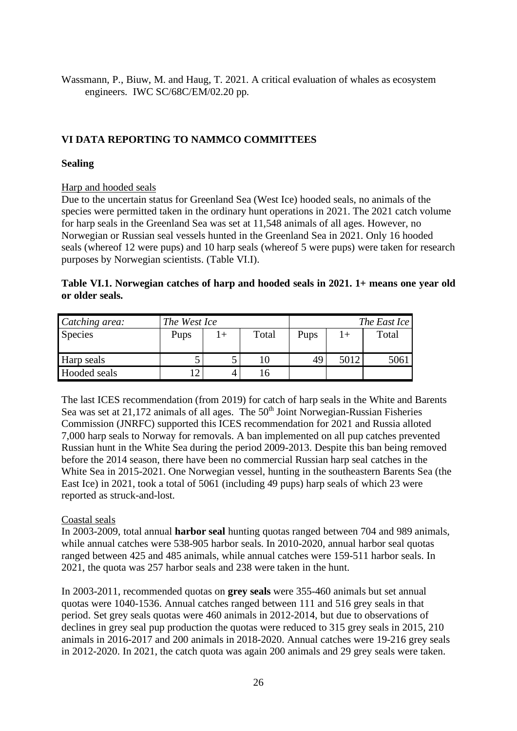Wassmann, P., Biuw, M. and Haug, T. 2021. A critical evaluation of whales as ecosystem engineers. IWC SC/68C/EM/02.20 pp.

## VI DATA REPORTING TO NAMMCO COMMITTEES

### Sealing

Harp and hooded seals

Due to the uncertain status for Greenland Sea (West Ice) hooded seals, no animals of the species were permitted taken in the ordinary hunt operations in 2021. The 2021 catch volume for harp seals in the Greenland Sea was set at 11,548 animals of all ages. However, no Norwegian or Russian seal vessels hunted in the Greenland Sea in 2021. Only 16 hooded seals (whereof 12 were pups) and 10 harp seals (whereof 5 were pups) were taken for research purposes by Norwegian scientists. (Table VI.I).

**Table VI.1. Norwegian catches of harp and hooded seals in 2021. 1+ means one year old or older seals.**

| *Catching area:* | *The West Ice* | | | *The East Ice* | | |
|---|---|---|---|---|---|---|
| Species | Pups | 1+ | Total | Pups | 1+ | Total |
| Harp seals | 5 | 5 | 10 | 49 | 5012 | 5061 |
| Hooded seals | 12 | 4 | 16 | | | |

The last ICES recommendation (from 2019) for catch of harp seals in the White and Barents Sea was set at 21,172 animals of all ages. The 50th Joint Norwegian-Russian Fisheries Commission (JNRFC) supported this ICES recommendation for 2021 and Russia alloted 7,000 harp seals to Norway for removals. A ban implemented on all pup catches prevented Russian hunt in the White Sea during the period 2009-2013. Despite this ban being removed before the 2014 season, there have been no commercial Russian harp seal catches in the White Sea in 2015-2021. One Norwegian vessel, hunting in the southeastern Barents Sea (the East Ice) in 2021, took a total of 5061 (including 49 pups) harp seals of which 23 were reported as struck-and-lost.

Coastal seals

In 2003-2009, total annual **harbor seal** hunting quotas ranged between 704 and 989 animals, while annual catches were 538-905 harbor seals. In 2010-2020, annual harbor seal quotas ranged between 425 and 485 animals, while annual catches were 159-511 harbor seals. In 2021, the quota was 257 harbor seals and 238 were taken in the hunt.

In 2003-2011, recommended quotas on **grey seals** were 355-460 animals but set annual quotas were 1040-1536. Annual catches ranged between 111 and 516 grey seals in that period. Set grey seals quotas were 460 animals in 2012-2014, but due to observations of declines in grey seal pup production the quotas were reduced to 315 grey seals in 2015, 210 animals in 2016-2017 and 200 animals in 2018-2020. Annual catches were 19-216 grey seals in 2012-2020. In 2021, the catch quota was again 200 animals and 29 grey seals were taken.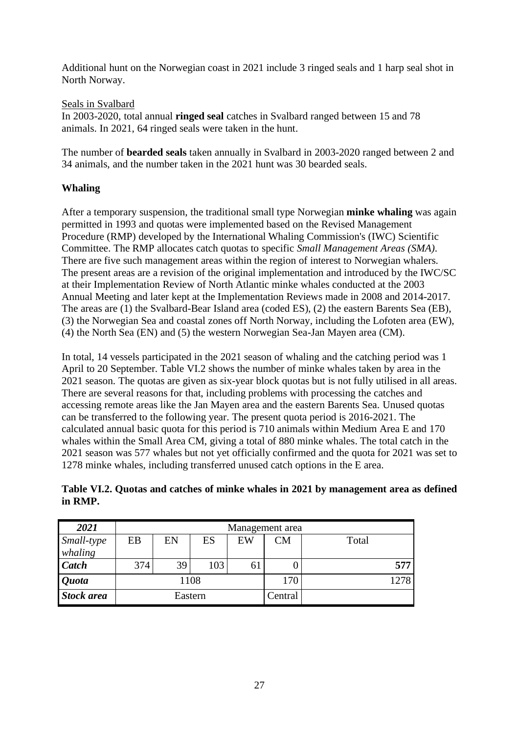Additional hunt on the Norwegian coast in 2021 include 3 ringed seals and 1 harp seal shot in North Norway.

Seals in Svalbard

In 2003-2020, total annual **ringed seal** catches in Svalbard ranged between 15 and 78 animals. In 2021, 64 ringed seals were taken in the hunt.

The number of **bearded seals** taken annually in Svalbard in 2003-2020 ranged between 2 and 34 animals, and the number taken in the 2021 hunt was 30 bearded seals.

## Whaling

After a temporary suspension, the traditional small type Norwegian **minke whaling** was again permitted in 1993 and quotas were implemented based on the Revised Management Procedure (RMP) developed by the International Whaling Commission's (IWC) Scientific Committee. The RMP allocates catch quotas to specific *Small Management Areas (SMA)*. There are five such management areas within the region of interest to Norwegian whalers. The present areas are a revision of the original implementation and introduced by the IWC/SC at their Implementation Review of North Atlantic minke whales conducted at the 2003 Annual Meeting and later kept at the Implementation Reviews made in 2008 and 2014-2017. The areas are (1) the Svalbard-Bear Island area (coded ES), (2) the eastern Barents Sea (EB), (3) the Norwegian Sea and coastal zones off North Norway, including the Lofoten area (EW), (4) the North Sea (EN) and (5) the western Norwegian Sea-Jan Mayen area (CM).

In total, 14 vessels participated in the 2021 season of whaling and the catching period was 1 April to 20 September. Table VI.2 shows the number of minke whales taken by area in the 2021 season. The quotas are given as six-year block quotas but is not fully utilised in all areas. There are several reasons for that, including problems with processing the catches and accessing remote areas like the Jan Mayen area and the eastern Barents Sea. Unused quotas can be transferred to the following year. The present quota period is 2016-2021. The calculated annual basic quota for this period is 710 animals within Medium Area E and 170 whales within the Small Area CM, giving a total of 880 minke whales. The total catch in the 2021 season was 577 whales but not yet officially confirmed and the quota for 2021 was set to 1278 minke whales, including transferred unused catch options in the E area.

**Table VI.2. Quotas and catches of minke whales in 2021 by management area as defined in RMP.**

| ***2021*** | Management area | | | | | |
|---|---|---|---|---|---|---|
| *Small-type whaling* | EB | EN | ES | EW | CM | Total |
| ***Catch*** | 374 | 39 | 103 | 61 | 0 | **577** |
| ***Quota*** | 1108 | | | | 170 | 1278 |
| ***Stock area*** | Eastern | | | | Central | |